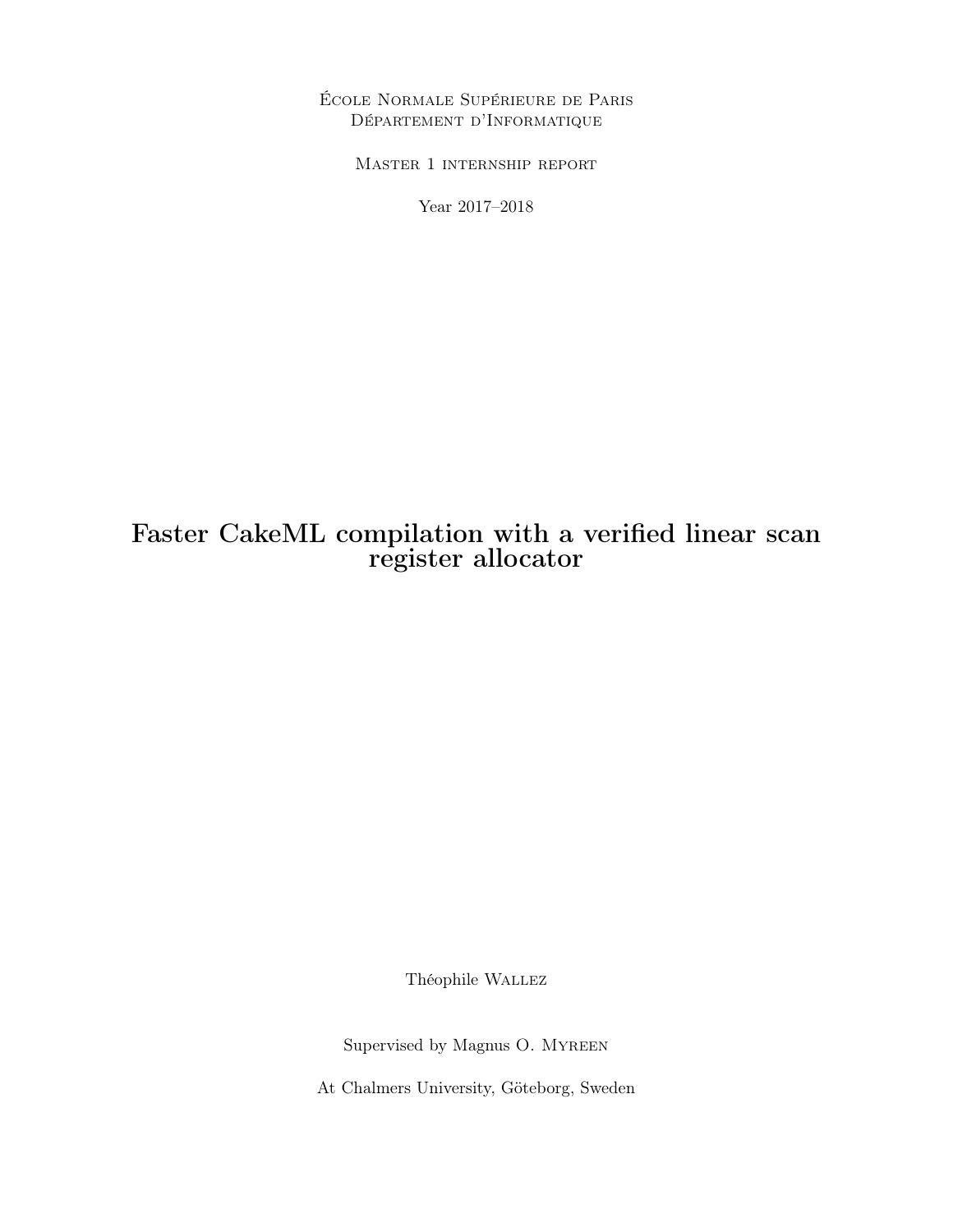École Normale Supérieure de Paris
Département d'Informatique

Master 1 internship report

Year 2017–2018

# Faster CakeML compilation with a verified linear scan register allocator

Théophile Wallez

Supervised by Magnus O. Myreen

At Chalmers University, Göteborg, Sweden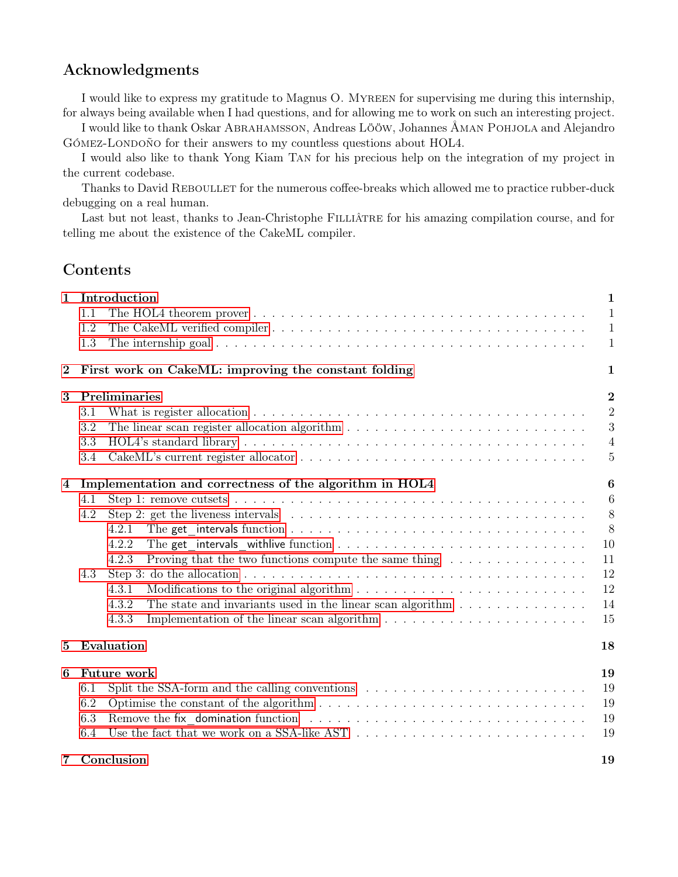## Acknowledgments

I would like to express my gratitude to Magnus O. Myreen for supervising me during this internship, for always being available when I had questions, and for allowing me to work on such an interesting project.

I would like to thank Oskar Abrahamsson, Andreas Lööw, Johannes Åman Pohjola and Alejandro Gómez-Londoño for their answers to my countless questions about HOL4.

I would also like to thank Yong Kiam Tan for his precious help on the integration of my project in the current codebase.

Thanks to David Reboullet for the numerous coffee-breaks which allowed me to practice rubber-duck debugging on a real human.

Last but not least, thanks to Jean-Christophe Filliâtre for his amazing compilation course, and for telling me about the existence of the CakeML compiler.

## Contents

- **1 Introduction** — 1
  - 1.1 The HOL4 theorem prover — 1
  - 1.2 The CakeML verified compiler — 1
  - 1.3 The internship goal — 1
- **2 First work on CakeML: improving the constant folding** — 1
- **3 Preliminaries** — 2
  - 3.1 What is register allocation — 2
  - 3.2 The linear scan register allocation algorithm — 3
  - 3.3 HOL4's standard library — 4
  - 3.4 CakeML's current register allocator — 5
- **4 Implementation and correctness of the algorithm in HOL4** — 6
  - 4.1 Step 1: remove cutsets — 6
  - 4.2 Step 2: get the liveness intervals — 8
    - 4.2.1 The get_intervals function — 8
    - 4.2.2 The get_intervals_withlive function — 10
    - 4.2.3 Proving that the two functions compute the same thing — 11
  - 4.3 Step 3: do the allocation — 12
    - 4.3.1 Modifications to the original algorithm — 12
    - 4.3.2 The state and invariants used in the linear scan algorithm — 14
    - 4.3.3 Implementation of the linear scan algorithm — 15
- **5 Evaluation** — 18
- **6 Future work** — 19
  - 6.1 Split the SSA-form and the calling conventions — 19
  - 6.2 Optimise the constant of the algorithm — 19
  - 6.3 Remove the fix_domination function — 19
  - 6.4 Use the fact that we work on a SSA-like AST — 19
- **7 Conclusion** — 19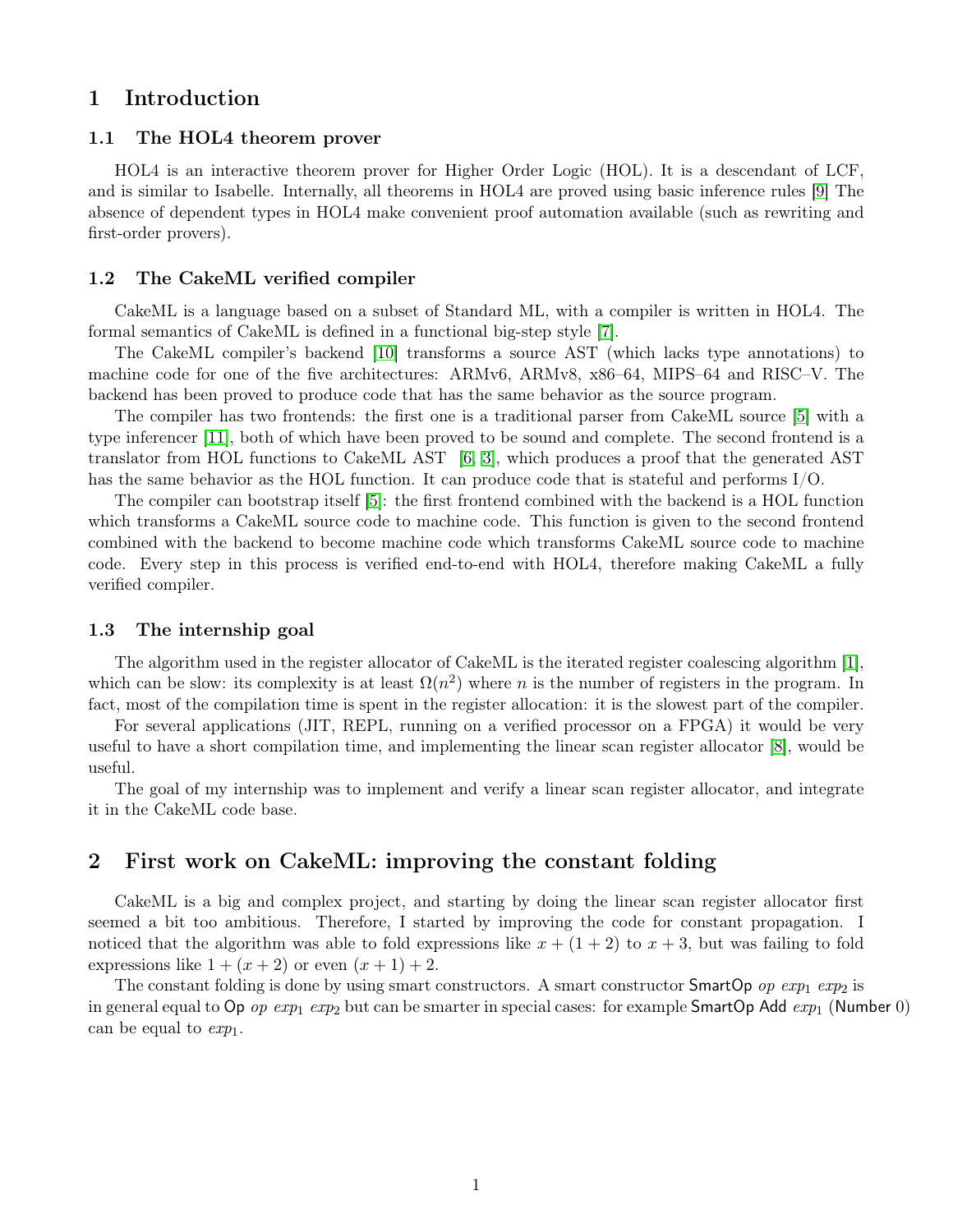# 1 Introduction

## 1.1 The HOL4 theorem prover

HOL4 is an interactive theorem prover for Higher Order Logic (HOL). It is a descendant of LCF, and is similar to Isabelle. Internally, all theorems in HOL4 are proved using basic inference rules [9] The absence of dependent types in HOL4 make convenient proof automation available (such as rewriting and first-order provers).

## 1.2 The CakeML verified compiler

CakeML is a language based on a subset of Standard ML, with a compiler is written in HOL4. The formal semantics of CakeML is defined in a functional big-step style [7].

The CakeML compiler's backend [10] transforms a source AST (which lacks type annotations) to machine code for one of the five architectures: ARMv6, ARMv8, x86–64, MIPS–64 and RISC–V. The backend has been proved to produce code that has the same behavior as the source program.

The compiler has two frontends: the first one is a traditional parser from CakeML source [5] with a type inferencer [11], both of which have been proved to be sound and complete. The second frontend is a translator from HOL functions to CakeML AST [6, 3], which produces a proof that the generated AST has the same behavior as the HOL function. It can produce code that is stateful and performs I/O.

The compiler can bootstrap itself [5]: the first frontend combined with the backend is a HOL function which transforms a CakeML source code to machine code. This function is given to the second frontend combined with the backend to become machine code which transforms CakeML source code to machine code. Every step in this process is verified end-to-end with HOL4, therefore making CakeML a fully verified compiler.

## 1.3 The internship goal

The algorithm used in the register allocator of CakeML is the iterated register coalescing algorithm [1], which can be slow: its complexity is at least $\Omega(n^2)$ where $n$ is the number of registers in the program. In fact, most of the compilation time is spent in the register allocation: it is the slowest part of the compiler.

For several applications (JIT, REPL, running on a verified processor on a FPGA) it would be very useful to have a short compilation time, and implementing the linear scan register allocator [8], would be useful.

The goal of my internship was to implement and verify a linear scan register allocator, and integrate it in the CakeML code base.

# 2 First work on CakeML: improving the constant folding

CakeML is a big and complex project, and starting by doing the linear scan register allocator first seemed a bit too ambitious. Therefore, I started by improving the code for constant propagation. I noticed that the algorithm was able to fold expressions like $x + (1 + 2)$ to $x + 3$, but was failing to fold expressions like $1 + (x + 2)$ or even $(x + 1) + 2$.

The constant folding is done by using smart constructors. A smart constructor $\mathsf{SmartOp}\ op\ exp_1\ exp_2$ is in general equal to $\mathsf{Op}\ op\ exp_1\ exp_2$ but can be smarter in special cases: for example $\mathsf{SmartOp\ Add}\ exp_1\ (\mathsf{Number}\ 0)$ can be equal to $exp_1$.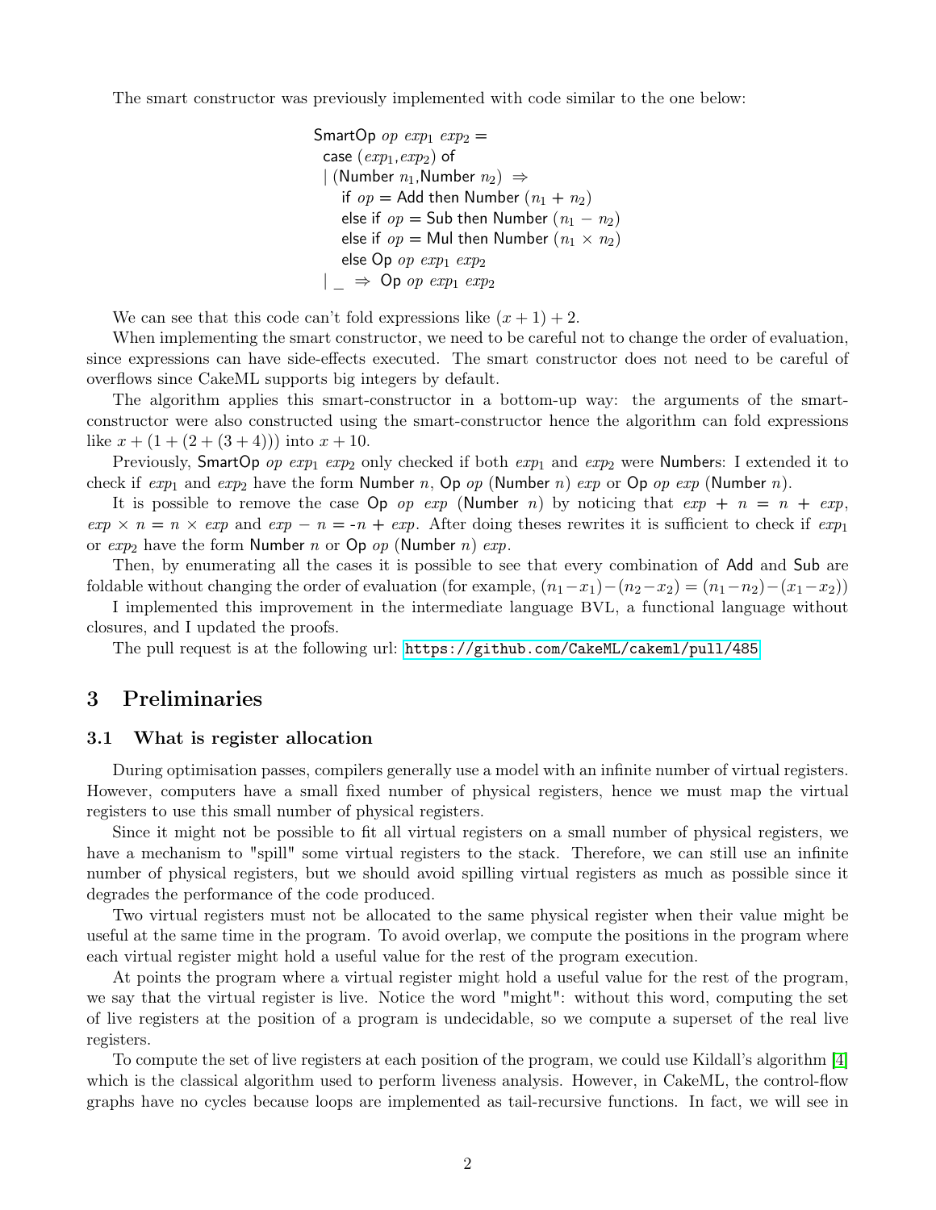The smart constructor was previously implemented with code similar to the one below:

```
SmartOp op exp1 exp2 =
  case (exp1,exp2) of
  | (Number n1,Number n2) ⇒
      if op = Add then Number (n1 + n2)
      else if op = Sub then Number (n1 − n2)
      else if op = Mul then Number (n1 × n2)
      else Op op exp1 exp2
  | _ ⇒ Op op exp1 exp2
```

We can see that this code can't fold expressions like $(x + 1) + 2$.

When implementing the smart constructor, we need to be careful not to change the order of evaluation, since expressions can have side-effects executed. The smart constructor does not need to be careful of overflows since CakeML supports big integers by default.

The algorithm applies this smart-constructor in a bottom-up way: the arguments of the smart-constructor were also constructed using the smart-constructor hence the algorithm can fold expressions like $x + (1 + (2 + (3 + 4)))$ into $x + 10$.

Previously, SmartOp $op$ $exp_1$ $exp_2$ only checked if both $exp_1$ and $exp_2$ were Numbers: I extended it to check if $exp_1$ and $exp_2$ have the form Number $n$, Op $op$ (Number $n$) $exp$ or Op $op$ $exp$ (Number $n$).

It is possible to remove the case Op $op$ $exp$ (Number $n$) by noticing that $exp + n = n + exp$, $exp \times n = n \times exp$ and $exp - n = \text{-}n + exp$. After doing theses rewrites it is sufficient to check if $exp_1$ or $exp_2$ have the form Number $n$ or Op $op$ (Number $n$) $exp$.

Then, by enumerating all the cases it is possible to see that every combination of Add and Sub are foldable without changing the order of evaluation (for example, $(n_1 - x_1) - (n_2 - x_2) = (n_1 - n_2) - (x_1 - x_2)$)

I implemented this improvement in the intermediate language BVL, a functional language without closures, and I updated the proofs.

The pull request is at the following url: https://github.com/CakeML/cakeml/pull/485

# 3 Preliminaries

## 3.1 What is register allocation

During optimisation passes, compilers generally use a model with an infinite number of virtual registers. However, computers have a small fixed number of physical registers, hence we must map the virtual registers to use this small number of physical registers.

Since it might not be possible to fit all virtual registers on a small number of physical registers, we have a mechanism to "spill" some virtual registers to the stack. Therefore, we can still use an infinite number of physical registers, but we should avoid spilling virtual registers as much as possible since it degrades the performance of the code produced.

Two virtual registers must not be allocated to the same physical register when their value might be useful at the same time in the program. To avoid overlap, we compute the positions in the program where each virtual register might hold a useful value for the rest of the program execution.

At points the program where a virtual register might hold a useful value for the rest of the program, we say that the virtual register is live. Notice the word "might": without this word, computing the set of live registers at the position of a program is undecidable, so we compute a superset of the real live registers.

To compute the set of live registers at each position of the program, we could use Kildall's algorithm [4] which is the classical algorithm used to perform liveness analysis. However, in CakeML, the control-flow graphs have no cycles because loops are implemented as tail-recursive functions. In fact, we will see in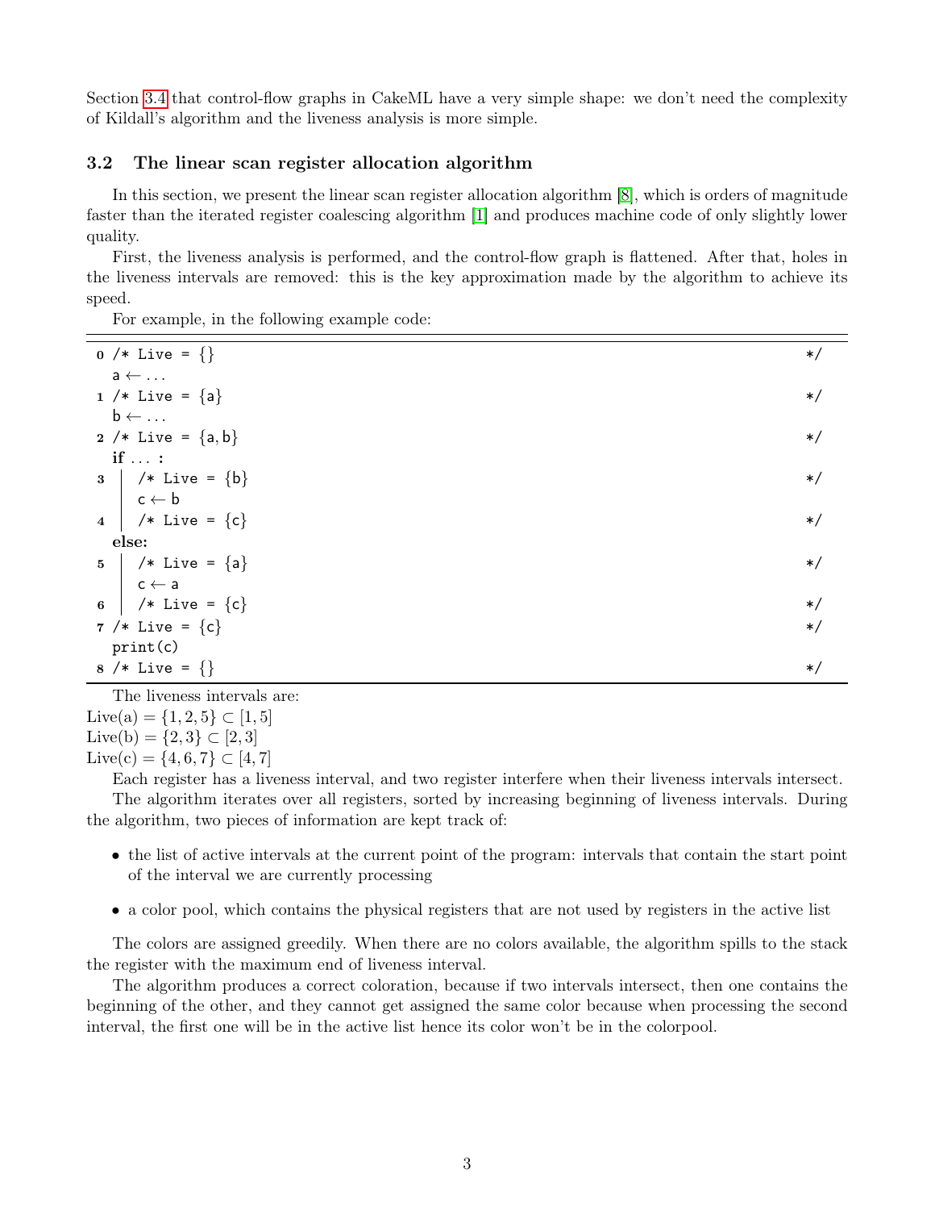Section 3.4 that control-flow graphs in CakeML have a very simple shape: we don't need the complexity of Kildall's algorithm and the liveness analysis is more simple.

### 3.2 The linear scan register allocation algorithm

In this section, we present the linear scan register allocation algorithm [8], which is orders of magnitude faster than the iterated register coalescing algorithm [1] and produces machine code of only slightly lower quality.

First, the liveness analysis is performed, and the control-flow graph is flattened. After that, holes in the liveness intervals are removed: this is the key approximation made by the algorithm to achieve its speed.

For example, in the following example code:

```
0 /* Live = {}                  */
  a ← ...
1 /* Live = {a}                 */
  b ← ...
2 /* Live = {a, b}              */
  if ... :
3 |  /* Live = {b}              */
  |  c ← b
4 |  /* Live = {c}              */
  else:
5 |  /* Live = {a}              */
  |  c ← a
6 |  /* Live = {c}              */
7 /* Live = {c}                 */
  print(c)
8 /* Live = {}                  */
```

The liveness intervals are:
$\text{Live}(a) = \{1, 2, 5\} \subset [1, 5]$
$\text{Live}(b) = \{2, 3\} \subset [2, 3]$
$\text{Live}(c) = \{4, 6, 7\} \subset [4, 7]$

Each register has a liveness interval, and two register interfere when their liveness intervals intersect.

The algorithm iterates over all registers, sorted by increasing beginning of liveness intervals. During the algorithm, two pieces of information are kept track of:

- the list of active intervals at the current point of the program: intervals that contain the start point of the interval we are currently processing
- a color pool, which contains the physical registers that are not used by registers in the active list

The colors are assigned greedily. When there are no colors available, the algorithm spills to the stack the register with the maximum end of liveness interval.

The algorithm produces a correct coloration, because if two intervals intersect, then one contains the beginning of the other, and they cannot get assigned the same color because when processing the second interval, the first one will be in the active list hence its color won't be in the colorpool.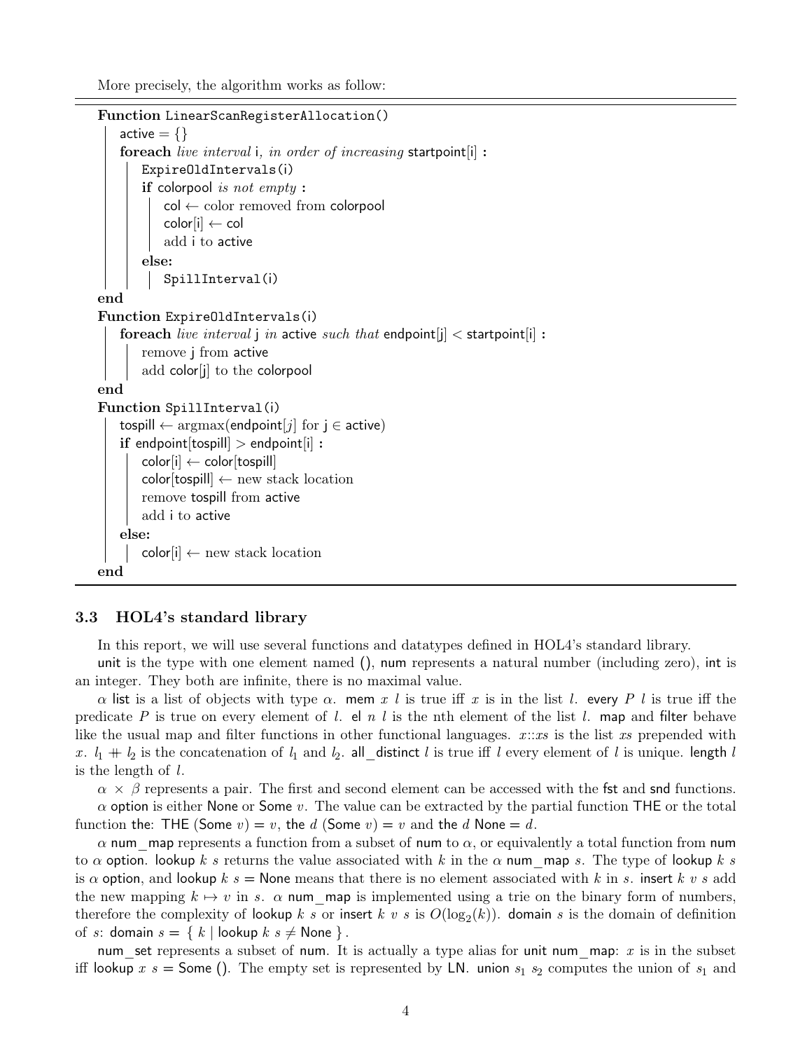More precisely, the algorithm works as follow:

```
Function LinearScanRegisterAllocation()
    active = {}
    foreach live interval i, in order of increasing startpoint[i] :
        ExpireOldIntervals(i)
        if colorpool is not empty :
            col ← color removed from colorpool
            color[i] ← col
            add i to active
        else:
            SpillInterval(i)
end
Function ExpireOldIntervals(i)
    foreach live interval j in active such that endpoint[j] < startpoint[i] :
        remove j from active
        add color[j] to the colorpool
end
Function SpillInterval(i)
    tospill ← argmax(endpoint[j] for j ∈ active)
    if endpoint[tospill] > endpoint[i] :
        color[i] ← color[tospill]
        color[tospill] ← new stack location
        remove tospill from active
        add i to active
    else:
        color[i] ← new stack location
end
```

### 3.3 HOL4's standard library

In this report, we will use several functions and datatypes defined in HOL4's standard library.

unit is the type with one element named (), num represents a natural number (including zero), int is an integer. They both are infinite, there is no maximal value.

$\alpha$ list is a list of objects with type $\alpha$. mem $x$ $l$ is true iff $x$ is in the list $l$. every $P$ $l$ is true iff the predicate $P$ is true on every element of $l$. el $n$ $l$ is the nth element of the list $l$. map and filter behave like the usual map and filter functions in other functional languages. $x$::$xs$ is the list $xs$ prepended with $x$. $l_1 + l_2$ is the concatenation of $l_1$ and $l_2$. all_distinct $l$ is true iff $l$ every element of $l$ is unique. length $l$ is the length of $l$.

$\alpha \times \beta$ represents a pair. The first and second element can be accessed with the fst and snd functions.

$\alpha$ option is either None or Some $v$. The value can be extracted by the partial function THE or the total function the: THE (Some $v$) = $v$, the $d$ (Some $v$) = $v$ and the $d$ None = $d$.

$\alpha$ num_map represents a function from a subset of num to $\alpha$, or equivalently a total function from num to $\alpha$ option. lookup $k$ $s$ returns the value associated with $k$ in the $\alpha$ num_map $s$. The type of lookup $k$ $s$ is $\alpha$ option, and lookup $k$ $s$ = None means that there is no element associated with $k$ in $s$. insert $k$ $v$ $s$ add the new mapping $k \mapsto v$ in $s$. $\alpha$ num_map is implemented using a trie on the binary form of numbers, therefore the complexity of lookup $k$ $s$ or insert $k$ $v$ $s$ is $O(\log_2(k))$. domain $s$ is the domain of definition of $s$: domain $s$ = $\{ k \mid$ lookup $k$ $s \neq$ None $\}$.

num_set represents a subset of num. It is actually a type alias for unit num_map: $x$ is in the subset iff lookup $x$ $s$ = Some (). The empty set is represented by LN. union $s_1$ $s_2$ computes the union of $s_1$ and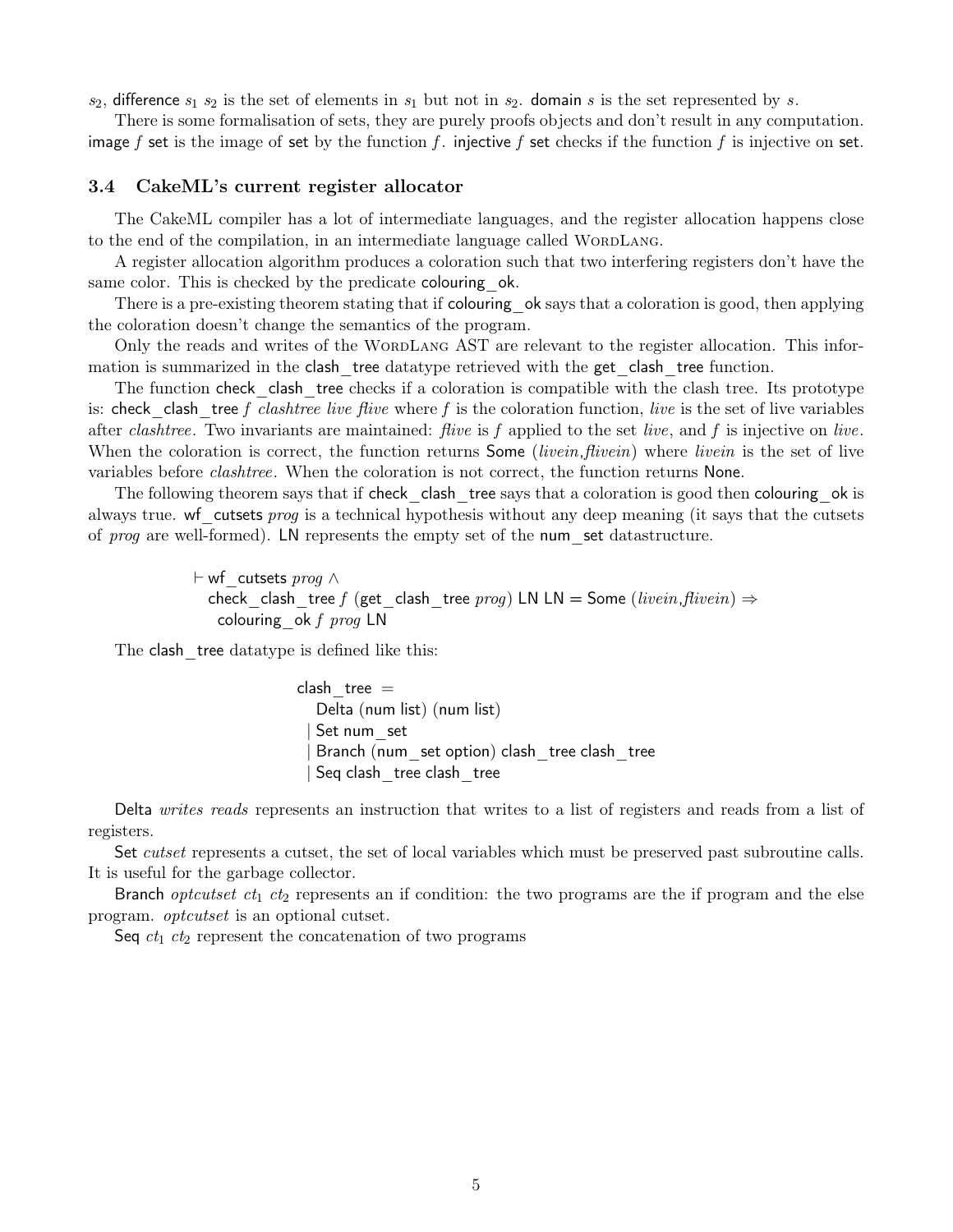$s_2$, difference $s_1$ $s_2$ is the set of elements in $s_1$ but not in $s_2$. domain $s$ is the set represented by $s$.

There is some formalisation of sets, they are purely proofs objects and don't result in any computation. image $f$ set is the image of set by the function $f$. injective $f$ set checks if the function $f$ is injective on set.

### 3.4 CakeML's current register allocator

The CakeML compiler has a lot of intermediate languages, and the register allocation happens close to the end of the compilation, in an intermediate language called WordLang.

A register allocation algorithm produces a coloration such that two interfering registers don't have the same color. This is checked by the predicate colouring_ok.

There is a pre-existing theorem stating that if colouring_ok says that a coloration is good, then applying the coloration doesn't change the semantics of the program.

Only the reads and writes of the WordLang AST are relevant to the register allocation. This information is summarized in the clash_tree datatype retrieved with the get_clash_tree function.

The function check_clash_tree checks if a coloration is compatible with the clash tree. Its prototype is: check_clash_tree $f$ *clashtree live flive* where $f$ is the coloration function, *live* is the set of live variables after *clashtree*. Two invariants are maintained: *flive* is $f$ applied to the set *live*, and $f$ is injective on *live*. When the coloration is correct, the function returns Some (*livein*,*flivein*) where *livein* is the set of live variables before *clashtree*. When the coloration is not correct, the function returns None.

The following theorem says that if check_clash_tree says that a coloration is good then colouring_ok is always true. wf_cutsets *prog* is a technical hypothesis without any deep meaning (it says that the cutsets of *prog* are well-formed). LN represents the empty set of the num_set datastructure.

```
⊢ wf_cutsets prog ∧
  check_clash_tree f (get_clash_tree prog) LN LN = Some (livein,flivein) ⇒
    colouring_ok f prog LN
```

The clash_tree datatype is defined like this:

```
clash_tree =
   Delta (num list) (num list)
 | Set num_set
 | Branch (num_set option) clash_tree clash_tree
 | Seq clash_tree clash_tree
```

Delta *writes reads* represents an instruction that writes to a list of registers and reads from a list of registers.

Set *cutset* represents a cutset, the set of local variables which must be preserved past subroutine calls. It is useful for the garbage collector.

Branch *optcutset* $ct_1$ $ct_2$ represents an if condition: the two programs are the if program and the else program. *optcutset* is an optional cutset.

Seq $ct_1$ $ct_2$ represent the concatenation of two programs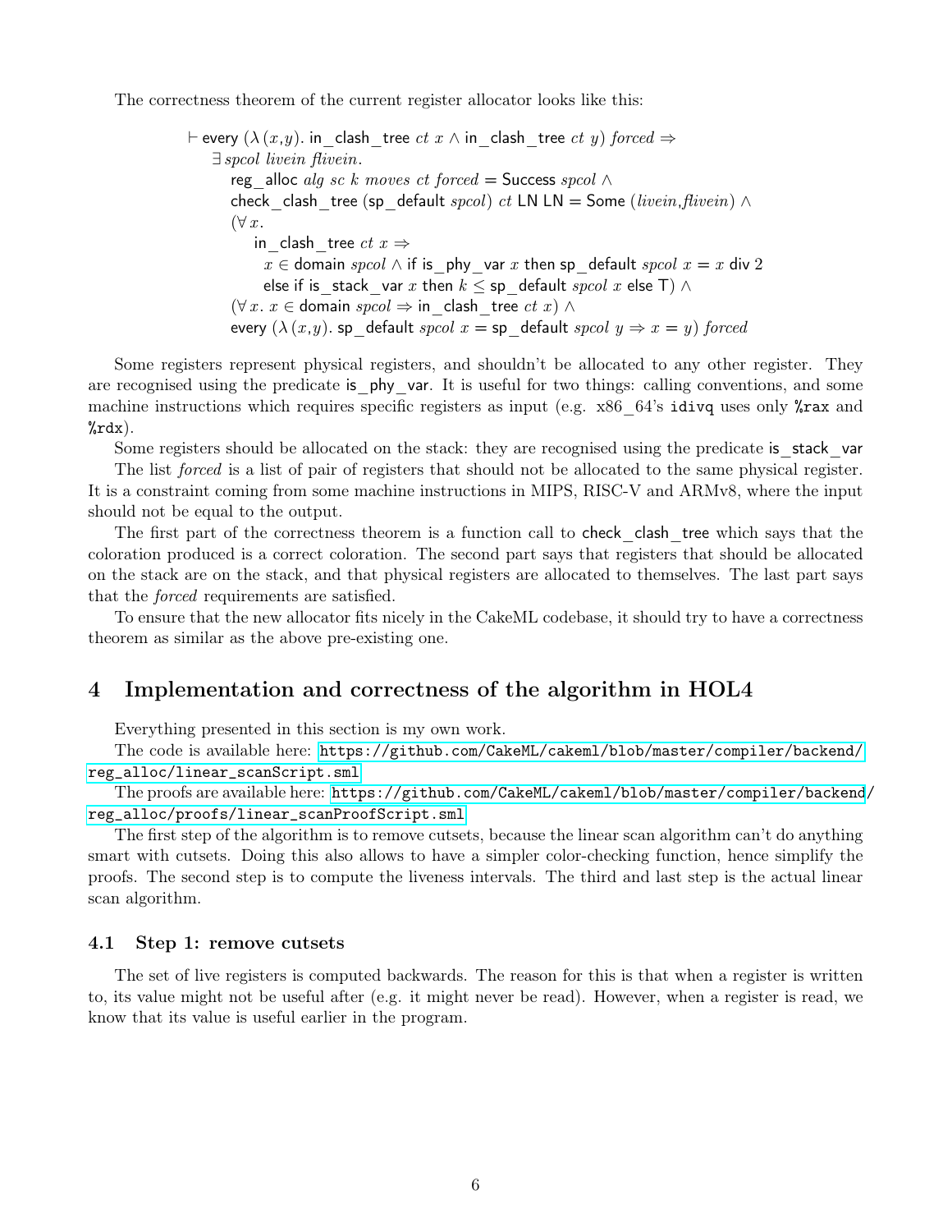The correctness theorem of the current register allocator looks like this:

$$
\begin{aligned}
&\vdash \mathsf{every}\ (\lambda\,(x,y).\ \mathsf{in\_clash\_tree}\ ct\ x \wedge \mathsf{in\_clash\_tree}\ ct\ y)\ \mathit{forced} \Rightarrow \\
&\quad \exists\, spcol\ livein\ flivein. \\
&\qquad \mathsf{reg\_alloc}\ alg\ sc\ k\ moves\ ct\ \mathit{forced} = \mathsf{Success}\ spcol\ \wedge \\
&\qquad \mathsf{check\_clash\_tree}\ (\mathsf{sp\_default}\ spcol)\ ct\ \mathsf{LN}\ \mathsf{LN} = \mathsf{Some}\ (livein,flivein)\ \wedge \\
&\qquad (\forall\, x. \\
&\qquad\quad \mathsf{in\_clash\_tree}\ ct\ x \Rightarrow \\
&\qquad\qquad x \in \mathsf{domain}\ spcol \wedge \mathsf{if}\ \mathsf{is\_phy\_var}\ x\ \mathsf{then}\ \mathsf{sp\_default}\ spcol\ x = x\ \mathsf{div}\ 2 \\
&\qquad\qquad \mathsf{else\ if}\ \mathsf{is\_stack\_var}\ x\ \mathsf{then}\ k \le \mathsf{sp\_default}\ spcol\ x\ \mathsf{else}\ \mathsf{T})\ \wedge \\
&\qquad (\forall\, x.\ x \in \mathsf{domain}\ spcol \Rightarrow \mathsf{in\_clash\_tree}\ ct\ x)\ \wedge \\
&\qquad \mathsf{every}\ (\lambda\,(x,y).\ \mathsf{sp\_default}\ spcol\ x = \mathsf{sp\_default}\ spcol\ y \Rightarrow x = y)\ \mathit{forced}
\end{aligned}
$$

Some registers represent physical registers, and shouldn't be allocated to any other register. They are recognised using the predicate is_phy_var. It is useful for two things: calling conventions, and some machine instructions which requires specific registers as input (e.g. x86_64's `idivq` uses only `%rax` and `%rdx`).

Some registers should be allocated on the stack: they are recognised using the predicate is_stack_var

The list *forced* is a list of pair of registers that should not be allocated to the same physical register. It is a constraint coming from some machine instructions in MIPS, RISC-V and ARMv8, where the input should not be equal to the output.

The first part of the correctness theorem is a function call to check_clash_tree which says that the coloration produced is a correct coloration. The second part says that registers that should be allocated on the stack are on the stack, and that physical registers are allocated to themselves. The last part says that the *forced* requirements are satisfied.

To ensure that the new allocator fits nicely in the CakeML codebase, it should try to have a correctness theorem as similar as the above pre-existing one.

## 4 Implementation and correctness of the algorithm in HOL4

Everything presented in this section is my own work.

The code is available here: https://github.com/CakeML/cakeml/blob/master/compiler/backend/reg_alloc/linear_scanScript.sml

The proofs are available here: https://github.com/CakeML/cakeml/blob/master/compiler/backend/reg_alloc/proofs/linear_scanProofScript.sml

The first step of the algorithm is to remove cutsets, because the linear scan algorithm can't do anything smart with cutsets. Doing this also allows to have a simpler color-checking function, hence simplify the proofs. The second step is to compute the liveness intervals. The third and last step is the actual linear scan algorithm.

### 4.1 Step 1: remove cutsets

The set of live registers is computed backwards. The reason for this is that when a register is written to, its value might not be useful after (e.g. it might never be read). However, when a register is read, we know that its value is useful earlier in the program.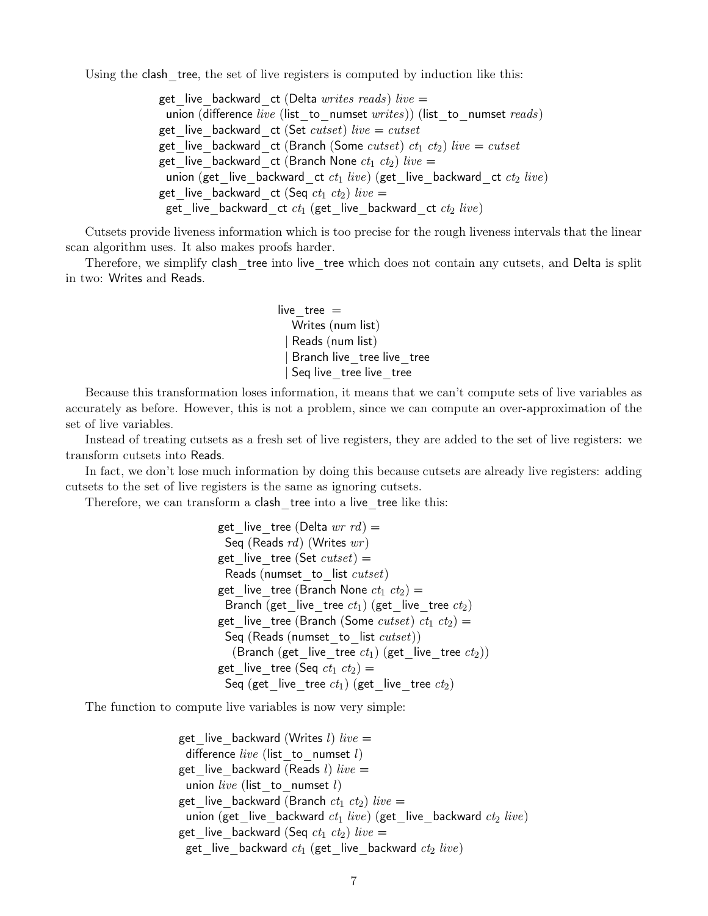Using the clash_tree, the set of live registers is computed by induction like this:

```
get_live_backward_ct (Delta writes reads) live =
  union (difference live (list_to_numset writes)) (list_to_numset reads)
get_live_backward_ct (Set cutset) live = cutset
get_live_backward_ct (Branch (Some cutset) ct1 ct2) live = cutset
get_live_backward_ct (Branch None ct1 ct2) live =
  union (get_live_backward_ct ct1 live) (get_live_backward_ct ct2 live)
get_live_backward_ct (Seq ct1 ct2) live =
  get_live_backward_ct ct1 (get_live_backward_ct ct2 live)
```

Cutsets provide liveness information which is too precise for the rough liveness intervals that the linear scan algorithm uses. It also makes proofs harder.

Therefore, we simplify clash_tree into live_tree which does not contain any cutsets, and Delta is split in two: Writes and Reads.

```
live_tree =
    Writes (num list)
  | Reads (num list)
  | Branch live_tree live_tree
  | Seq live_tree live_tree
```

Because this transformation loses information, it means that we can't compute sets of live variables as accurately as before. However, this is not a problem, since we can compute an over-approximation of the set of live variables.

Instead of treating cutsets as a fresh set of live registers, they are added to the set of live registers: we transform cutsets into Reads.

In fact, we don't lose much information by doing this because cutsets are already live registers: adding cutsets to the set of live registers is the same as ignoring cutsets.

Therefore, we can transform a clash_tree into a live_tree like this:

```
get_live_tree (Delta wr rd) =
  Seq (Reads rd) (Writes wr)
get_live_tree (Set cutset) =
  Reads (numset_to_list cutset)
get_live_tree (Branch None ct1 ct2) =
  Branch (get_live_tree ct1) (get_live_tree ct2)
get_live_tree (Branch (Some cutset) ct1 ct2) =
  Seq (Reads (numset_to_list cutset))
    (Branch (get_live_tree ct1) (get_live_tree ct2))
get_live_tree (Seq ct1 ct2) =
  Seq (get_live_tree ct1) (get_live_tree ct2)
```

The function to compute live variables is now very simple:

```
get_live_backward (Writes l) live =
  difference live (list_to_numset l)
get_live_backward (Reads l) live =
  union live (list_to_numset l)
get_live_backward (Branch ct1 ct2) live =
  union (get_live_backward ct1 live) (get_live_backward ct2 live)
get_live_backward (Seq ct1 ct2) live =
  get_live_backward ct1 (get_live_backward ct2 live)
```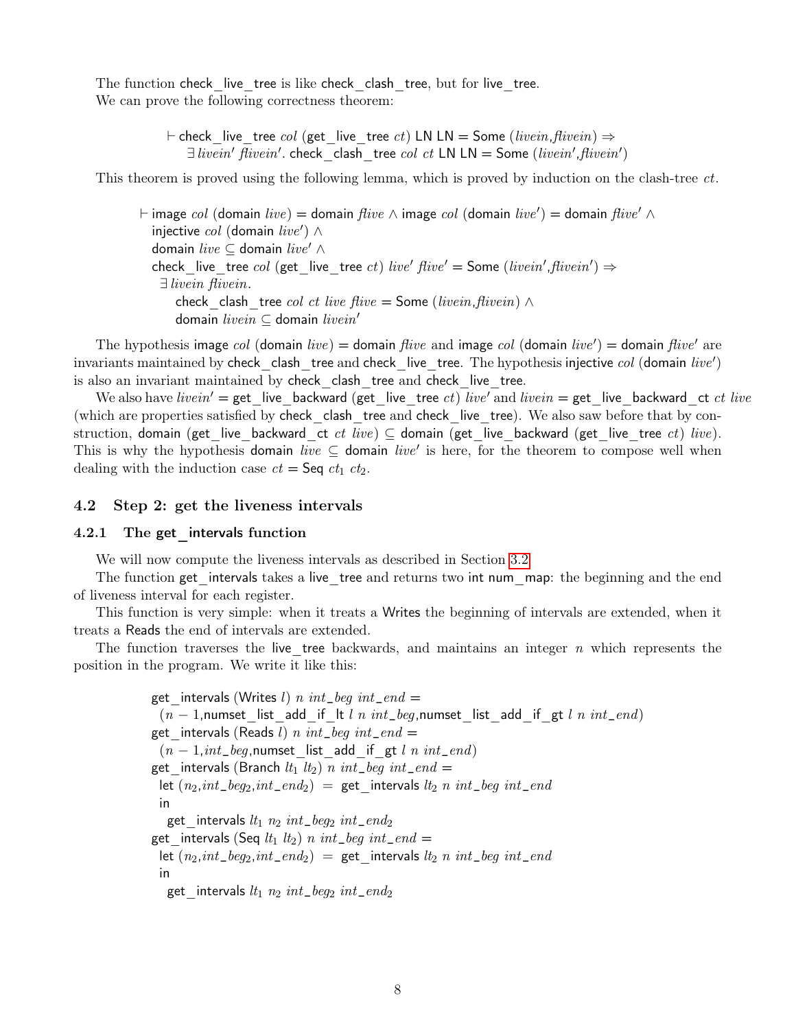The function check_live_tree is like check_clash_tree, but for live_tree.
We can prove the following correctness theorem:

$$\vdash \mathsf{check\_live\_tree}\ col\ (\mathsf{get\_live\_tree}\ ct)\ \mathsf{LN}\ \mathsf{LN} = \mathsf{Some}\ (livein,flivein) \Rightarrow$$
$$\exists\, livein'\ flivein'.\ \mathsf{check\_clash\_tree}\ col\ ct\ \mathsf{LN}\ \mathsf{LN} = \mathsf{Some}\ (livein',flivein')$$

This theorem is proved using the following lemma, which is proved by induction on the clash-tree $ct$.

$$\begin{aligned}
\vdash\ & \mathsf{image}\ col\ (\mathsf{domain}\ live) = \mathsf{domain}\ flive \wedge \mathsf{image}\ col\ (\mathsf{domain}\ live') = \mathsf{domain}\ flive' \wedge \\
& \mathsf{injective}\ col\ (\mathsf{domain}\ live') \wedge \\
& \mathsf{domain}\ live \subseteq \mathsf{domain}\ live' \wedge \\
& \mathsf{check\_live\_tree}\ col\ (\mathsf{get\_live\_tree}\ ct)\ live'\ flive' = \mathsf{Some}\ (livein',flivein') \Rightarrow \\
& \ \exists\, livein\ flivein. \\
& \quad \mathsf{check\_clash\_tree}\ col\ ct\ live\ flive = \mathsf{Some}\ (livein,flivein) \wedge \\
& \quad \mathsf{domain}\ livein \subseteq \mathsf{domain}\ livein'
\end{aligned}$$

The hypothesis $\mathsf{image}\ col\ (\mathsf{domain}\ live) = \mathsf{domain}\ flive$ and $\mathsf{image}\ col\ (\mathsf{domain}\ live') = \mathsf{domain}\ flive'$ are invariants maintained by check_clash_tree and check_live_tree. The hypothesis $\mathsf{injective}\ col\ (\mathsf{domain}\ live')$ is also an invariant maintained by check_clash_tree and check_live_tree.

We also have $livein' = \mathsf{get\_live\_backward}\ (\mathsf{get\_live\_tree}\ ct)\ live'$ and $livein = \mathsf{get\_live\_backward\_ct}\ ct\ live$ (which are properties satisfied by check_clash_tree and check_live_tree). We also saw before that by construction, $\mathsf{domain}\ (\mathsf{get\_live\_backward\_ct}\ ct\ live) \subseteq \mathsf{domain}\ (\mathsf{get\_live\_backward}\ (\mathsf{get\_live\_tree}\ ct)\ live)$. This is why the hypothesis $\mathsf{domain}\ live \subseteq \mathsf{domain}\ live'$ is here, for the theorem to compose well when dealing with the induction case $ct = \mathsf{Seq}\ ct_1\ ct_2$.

## 4.2 Step 2: get the liveness intervals

### 4.2.1 The get_intervals function

We will now compute the liveness intervals as described in Section 3.2.

The function get_intervals takes a live_tree and returns two int num_map: the beginning and the end of liveness interval for each register.

This function is very simple: when it treats a Writes the beginning of intervals are extended, when it treats a Reads the end of intervals are extended.

The function traverses the live_tree backwards, and maintains an integer $n$ which represents the position in the program. We write it like this:

```
get_intervals (Writes l) n int_beg int_end =
  (n − 1,numset_list_add_if_lt l n int_beg,numset_list_add_if_gt l n int_end)
get_intervals (Reads l) n int_beg int_end =
  (n − 1,int_beg,numset_list_add_if_gt l n int_end)
get_intervals (Branch lt1 lt2) n int_beg int_end =
  let (n2,int_beg2,int_end2) = get_intervals lt2 n int_beg int_end
  in
    get_intervals lt1 n2 int_beg2 int_end2
get_intervals (Seq lt1 lt2) n int_beg int_end =
  let (n2,int_beg2,int_end2) = get_intervals lt2 n int_beg int_end
  in
    get_intervals lt1 n2 int_beg2 int_end2
```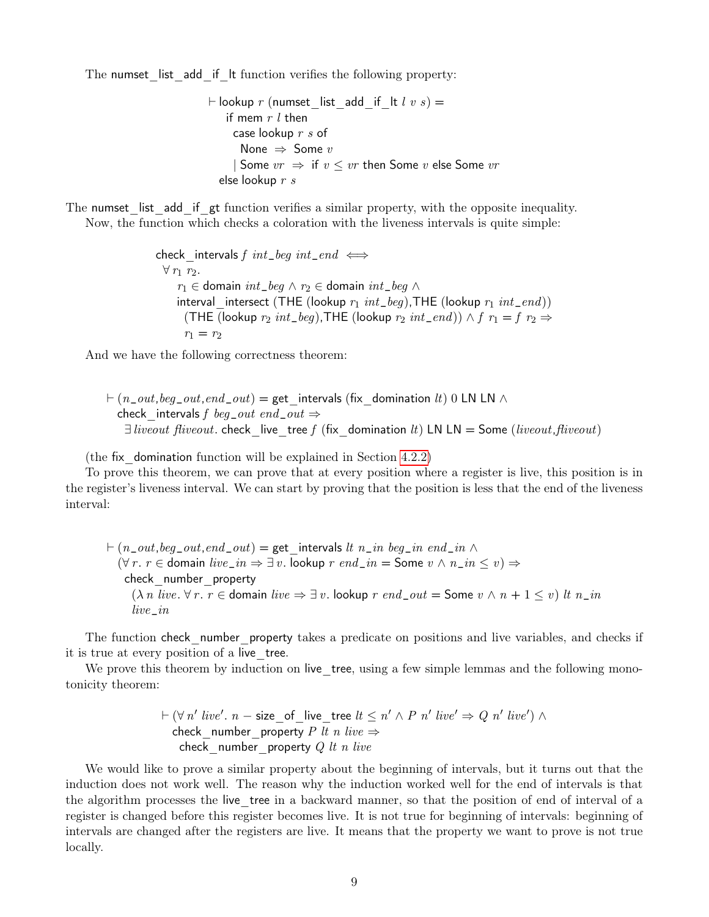The numset_list_add_if_lt function verifies the following property:

$$
\begin{array}{l}
\vdash \mathsf{lookup}\ r\ (\mathsf{numset\_list\_add\_if\_lt}\ l\ v\ s) = \\
\quad \mathsf{if\ mem}\ r\ l\ \mathsf{then} \\
\quad\quad \mathsf{case\ lookup}\ r\ s\ \mathsf{of} \\
\quad\quad\quad \mathsf{None} \Rightarrow \mathsf{Some}\ v \\
\quad\quad\ \mid \mathsf{Some}\ vr \Rightarrow \mathsf{if}\ v \le vr\ \mathsf{then\ Some}\ v\ \mathsf{else\ Some}\ vr \\
\quad \mathsf{else\ lookup}\ r\ s
\end{array}
$$

The numset_list_add_if_gt function verifies a similar property, with the opposite inequality.

Now, the function which checks a coloration with the liveness intervals is quite simple:

$$
\begin{array}{l}
\mathsf{check\_intervals}\ f\ int\_beg\ int\_end \iff \\
\ \forall\, r_1\ r_2. \\
\quad r_1 \in \mathsf{domain}\ int\_beg \wedge r_2 \in \mathsf{domain}\ int\_beg \wedge \\
\quad \mathsf{interval\_intersect}\ (\mathsf{THE}\ (\mathsf{lookup}\ r_1\ int\_beg),\mathsf{THE}\ (\mathsf{lookup}\ r_1\ int\_end)) \\
\quad\ (\mathsf{THE}\ (\mathsf{lookup}\ r_2\ int\_beg),\mathsf{THE}\ (\mathsf{lookup}\ r_2\ int\_end)) \wedge f\ r_1 = f\ r_2 \Rightarrow \\
\quad r_1 = r_2
\end{array}
$$

And we have the following correctness theorem:

$$
\begin{array}{l}
\vdash (n\_out,beg\_out,end\_out) = \mathsf{get\_intervals}\ (\mathsf{fix\_domination}\ lt)\ 0\ \mathsf{LN}\ \mathsf{LN} \wedge \\
\quad \mathsf{check\_intervals}\ f\ beg\_out\ end\_out \Rightarrow \\
\quad\quad \exists\, liveout\ fliveout.\ \mathsf{check\_live\_tree}\ f\ (\mathsf{fix\_domination}\ lt)\ \mathsf{LN}\ \mathsf{LN} = \mathsf{Some}\ (liveout,fliveout)
\end{array}
$$

(the fix_domination function will be explained in Section 4.2.2)

To prove this theorem, we can prove that at every position where a register is live, this position is in the register's liveness interval. We can start by proving that the position is less that the end of the liveness interval:

$$
\begin{array}{l}
\vdash (n\_out,beg\_out,end\_out) = \mathsf{get\_intervals}\ lt\ n\_in\ beg\_in\ end\_in \wedge \\
\quad (\forall\, r.\ r \in \mathsf{domain}\ live\_in \Rightarrow \exists\, v.\ \mathsf{lookup}\ r\ end\_in = \mathsf{Some}\ v \wedge n\_in \le v) \Rightarrow \\
\quad\quad \mathsf{check\_number\_property} \\
\quad\quad\quad (\lambda\, n\ live.\ \forall\, r.\ r \in \mathsf{domain}\ live \Rightarrow \exists\, v.\ \mathsf{lookup}\ r\ end\_out = \mathsf{Some}\ v \wedge n + 1 \le v)\ lt\ n\_in \\
\quad\quad\quad live\_in
\end{array}
$$

The function check_number_property takes a predicate on positions and live variables, and checks if it is true at every position of a live_tree.

We prove this theorem by induction on live_tree, using a few simple lemmas and the following monotonicity theorem:

$$
\begin{array}{l}
\vdash (\forall\, n'\ live'.\ n - \mathsf{size\_of\_live\_tree}\ lt \le n' \wedge P\ n'\ live' \Rightarrow Q\ n'\ live') \wedge \\
\quad \mathsf{check\_number\_property}\ P\ lt\ n\ live \Rightarrow \\
\quad\quad \mathsf{check\_number\_property}\ Q\ lt\ n\ live
\end{array}
$$

We would like to prove a similar property about the beginning of intervals, but it turns out that the induction does not work well. The reason why the induction worked well for the end of intervals is that the algorithm processes the live_tree in a backward manner, so that the position of end of interval of a register is changed before this register becomes live. It is not true for beginning of intervals: beginning of intervals are changed after the registers are live. It means that the property we want to prove is not true locally.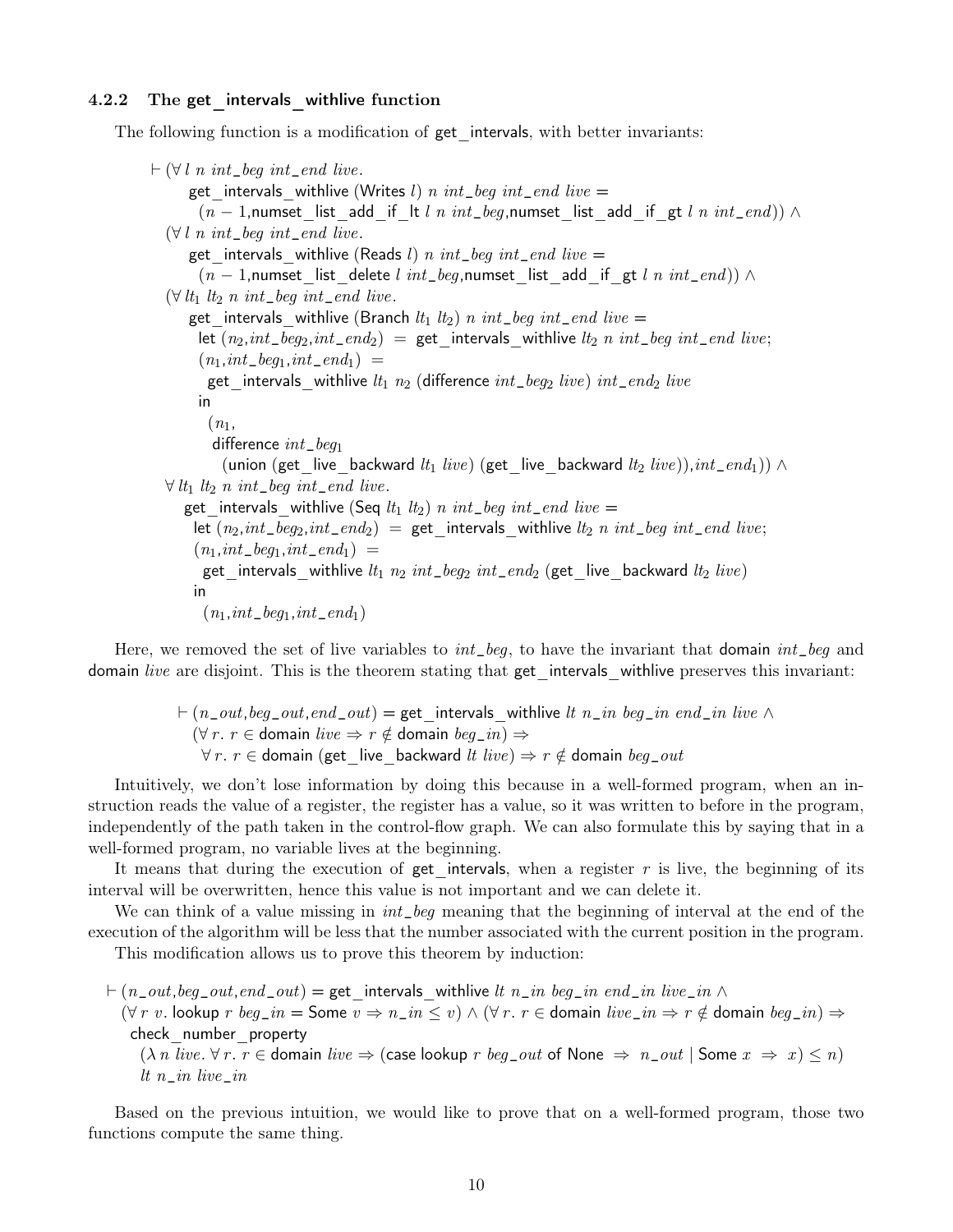### 4.2.2 The get_intervals_withlive function

The following function is a modification of get_intervals, with better invariants:

$$
\begin{array}{l}
\vdash (\forall\, l\ n\ int\_beg\ int\_end\ live.\\
\quad \mathsf{get\_intervals\_withlive}\ (\mathsf{Writes}\ l)\ n\ int\_beg\ int\_end\ live =\\
\quad\quad (n-1, \mathsf{numset\_list\_add\_if\_lt}\ l\ n\ int\_beg, \mathsf{numset\_list\_add\_if\_gt}\ l\ n\ int\_end)) \land\\
\ (\forall\, l\ n\ int\_beg\ int\_end\ live.\\
\quad \mathsf{get\_intervals\_withlive}\ (\mathsf{Reads}\ l)\ n\ int\_beg\ int\_end\ live =\\
\quad\quad (n-1, \mathsf{numset\_list\_delete}\ l\ int\_beg, \mathsf{numset\_list\_add\_if\_gt}\ l\ n\ int\_end)) \land\\
\ (\forall\, lt_1\ lt_2\ n\ int\_beg\ int\_end\ live.\\
\quad \mathsf{get\_intervals\_withlive}\ (\mathsf{Branch}\ lt_1\ lt_2)\ n\ int\_beg\ int\_end\ live =\\
\quad\quad \mathsf{let}\ (n_2, int\_beg_2, int\_end_2)\ =\ \mathsf{get\_intervals\_withlive}\ lt_2\ n\ int\_beg\ int\_end\ live;\\
\quad\quad (n_1, int\_beg_1, int\_end_1)\ =\\
\quad\quad\quad \mathsf{get\_intervals\_withlive}\ lt_1\ n_2\ (\mathsf{difference}\ int\_beg_2\ live)\ int\_end_2\ live\\
\quad\quad \mathsf{in}\\
\quad\quad\quad (n_1,\\
\quad\quad\quad\ \mathsf{difference}\ int\_beg_1\\
\quad\quad\quad\quad (\mathsf{union}\ (\mathsf{get\_live\_backward}\ lt_1\ live)\ (\mathsf{get\_live\_backward}\ lt_2\ live)), int\_end_1)) \land\\
\ \forall\, lt_1\ lt_2\ n\ int\_beg\ int\_end\ live.\\
\quad \mathsf{get\_intervals\_withlive}\ (\mathsf{Seq}\ lt_1\ lt_2)\ n\ int\_beg\ int\_end\ live =\\
\quad\quad \mathsf{let}\ (n_2, int\_beg_2, int\_end_2)\ =\ \mathsf{get\_intervals\_withlive}\ lt_2\ n\ int\_beg\ int\_end\ live;\\
\quad\quad (n_1, int\_beg_1, int\_end_1)\ =\\
\quad\quad\quad \mathsf{get\_intervals\_withlive}\ lt_1\ n_2\ int\_beg_2\ int\_end_2\ (\mathsf{get\_live\_backward}\ lt_2\ live)\\
\quad\quad \mathsf{in}\\
\quad\quad\quad (n_1, int\_beg_1, int\_end_1)
\end{array}
$$

Here, we removed the set of live variables to $int\_beg$, to have the invariant that domain $int\_beg$ and domain $live$ are disjoint. This is the theorem stating that get_intervals_withlive preserves this invariant:

$$
\begin{array}{l}
\vdash (n\_out, beg\_out, end\_out) = \mathsf{get\_intervals\_withlive}\ lt\ n\_in\ beg\_in\ end\_in\ live \land\\
\quad (\forall\, r.\ r \in \mathsf{domain}\ live \Rightarrow r \notin \mathsf{domain}\ beg\_in) \Rightarrow\\
\quad\quad \forall\, r.\ r \in \mathsf{domain}\ (\mathsf{get\_live\_backward}\ lt\ live) \Rightarrow r \notin \mathsf{domain}\ beg\_out
\end{array}
$$

Intuitively, we don't lose information by doing this because in a well-formed program, when an instruction reads the value of a register, the register has a value, so it was written to before in the program, independently of the path taken in the control-flow graph. We can also formulate this by saying that in a well-formed program, no variable lives at the beginning.

It means that during the execution of get_intervals, when a register $r$ is live, the beginning of its interval will be overwritten, hence this value is not important and we can delete it.

We can think of a value missing in $int\_beg$ meaning that the beginning of interval at the end of the execution of the algorithm will be less that the number associated with the current position in the program.

This modification allows us to prove this theorem by induction:

$$
\begin{array}{l}
\vdash (n\_out, beg\_out, end\_out) = \mathsf{get\_intervals\_withlive}\ lt\ n\_in\ beg\_in\ end\_in\ live\_in \land\\
\quad (\forall\, r\ v.\ \mathsf{lookup}\ r\ beg\_in = \mathsf{Some}\ v \Rightarrow n\_in \le v) \land (\forall\, r.\ r \in \mathsf{domain}\ live\_in \Rightarrow r \notin \mathsf{domain}\ beg\_in) \Rightarrow\\
\quad \mathsf{check\_number\_property}\\
\quad\quad (\lambda\, n\ live.\ \forall\, r.\ r \in \mathsf{domain}\ live \Rightarrow (\mathsf{case\ lookup}\ r\ beg\_out\ \mathsf{of\ None}\ \Rightarrow\ n\_out \mid \mathsf{Some}\ x\ \Rightarrow\ x) \le n)\\
\quad\quad lt\ n\_in\ live\_in
\end{array}
$$

Based on the previous intuition, we would like to prove that on a well-formed program, those two functions compute the same thing.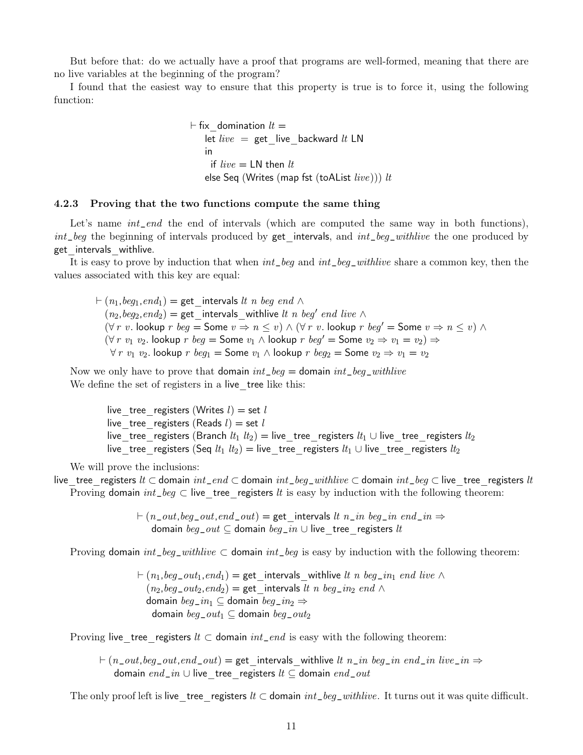But before that: do we actually have a proof that programs are well-formed, meaning that there are no live variables at the beginning of the program?

I found that the easiest way to ensure that this property is true is to force it, using the following function:

$$
\begin{array}{l}
\vdash \mathsf{fix\_domination}\ lt = \\
\quad \mathsf{let}\ live\ =\ \mathsf{get\_live\_backward}\ lt\ \mathsf{LN} \\
\quad \mathsf{in} \\
\quad\ \ \mathsf{if}\ live = \mathsf{LN}\ \mathsf{then}\ lt \\
\quad \mathsf{else\ Seq\ (Writes\ (map\ fst\ (toAList}\ live)))\ lt
\end{array}
$$

### 4.2.3 Proving that the two functions compute the same thing

Let's name $int\_end$ the end of intervals (which are computed the same way in both functions), $int\_beg$ the beginning of intervals produced by get_intervals, and $int\_beg\_withlive$ the one produced by get_intervals_withlive.

It is easy to prove by induction that when $int\_beg$ and $int\_beg\_withlive$ share a common key, then the values associated with this key are equal:

$$
\begin{array}{l}
\vdash (n_1, beg_1, end_1) = \mathsf{get\_intervals}\ lt\ n\ beg\ end\ \wedge \\
\quad (n_2, beg_2, end_2) = \mathsf{get\_intervals\_withlive}\ lt\ n\ beg'\ end\ live\ \wedge \\
\quad (\forall\, r\ v.\ \mathsf{lookup}\ r\ beg = \mathsf{Some}\ v \Rightarrow n \le v) \wedge (\forall\, r\ v.\ \mathsf{lookup}\ r\ beg' = \mathsf{Some}\ v \Rightarrow n \le v) \wedge \\
\quad (\forall\, r\ v_1\ v_2.\ \mathsf{lookup}\ r\ beg = \mathsf{Some}\ v_1 \wedge \mathsf{lookup}\ r\ beg' = \mathsf{Some}\ v_2 \Rightarrow v_1 = v_2) \Rightarrow \\
\quad\ \forall\, r\ v_1\ v_2.\ \mathsf{lookup}\ r\ beg_1 = \mathsf{Some}\ v_1 \wedge \mathsf{lookup}\ r\ beg_2 = \mathsf{Some}\ v_2 \Rightarrow v_1 = v_2
\end{array}
$$

Now we only have to prove that domain $int\_beg$ = domain $int\_beg\_withlive$

We define the set of registers in a live_tree like this:

$$
\begin{array}{l}
\mathsf{live\_tree\_registers\ (Writes}\ l) = \mathsf{set}\ l \\
\mathsf{live\_tree\_registers\ (Reads}\ l) = \mathsf{set}\ l \\
\mathsf{live\_tree\_registers\ (Branch}\ lt_1\ lt_2) = \mathsf{live\_tree\_registers}\ lt_1 \cup \mathsf{live\_tree\_registers}\ lt_2 \\
\mathsf{live\_tree\_registers\ (Seq}\ lt_1\ lt_2) = \mathsf{live\_tree\_registers}\ lt_1 \cup \mathsf{live\_tree\_registers}\ lt_2
\end{array}
$$

We will prove the inclusions:

live_tree_registers $lt \subset$ domain $int\_end \subset$ domain $int\_beg\_withlive \subset$ domain $int\_beg \subset$ live_tree_registers $lt$

Proving domain $int\_beg \subset$ live_tree_registers $lt$ is easy by induction with the following theorem:

$$
\begin{array}{l}
\vdash (n\_out, beg\_out, end\_out) = \mathsf{get\_intervals}\ lt\ n\_in\ beg\_in\ end\_in \Rightarrow \\
\quad \mathsf{domain}\ beg\_out \subseteq \mathsf{domain}\ beg\_in \cup \mathsf{live\_tree\_registers}\ lt
\end{array}
$$

Proving domain $int\_beg\_withlive \subset$ domain $int\_beg$ is easy by induction with the following theorem:

$$
\begin{array}{l}
\vdash (n_1, beg\_out_1, end_1) = \mathsf{get\_intervals\_withlive}\ lt\ n\ beg\_in_1\ end\ live\ \wedge \\
\quad (n_2, beg\_out_2, end_2) = \mathsf{get\_intervals}\ lt\ n\ beg\_in_2\ end\ \wedge \\
\quad \mathsf{domain}\ beg\_in_1 \subseteq \mathsf{domain}\ beg\_in_2 \Rightarrow \\
\quad\ \mathsf{domain}\ beg\_out_1 \subseteq \mathsf{domain}\ beg\_out_2
\end{array}
$$

Proving live_tree_registers $lt \subset$ domain $int\_end$ is easy with the following theorem:

$$
\begin{array}{l}
\vdash (n\_out, beg\_out, end\_out) = \mathsf{get\_intervals\_withlive}\ lt\ n\_in\ beg\_in\ end\_in\ live\_in \Rightarrow \\
\quad \mathsf{domain}\ end\_in \cup \mathsf{live\_tree\_registers}\ lt \subseteq \mathsf{domain}\ end\_out
\end{array}
$$

The only proof left is live_tree_registers $lt \subset$ domain $int\_beg\_withlive$. It turns out it was quite difficult.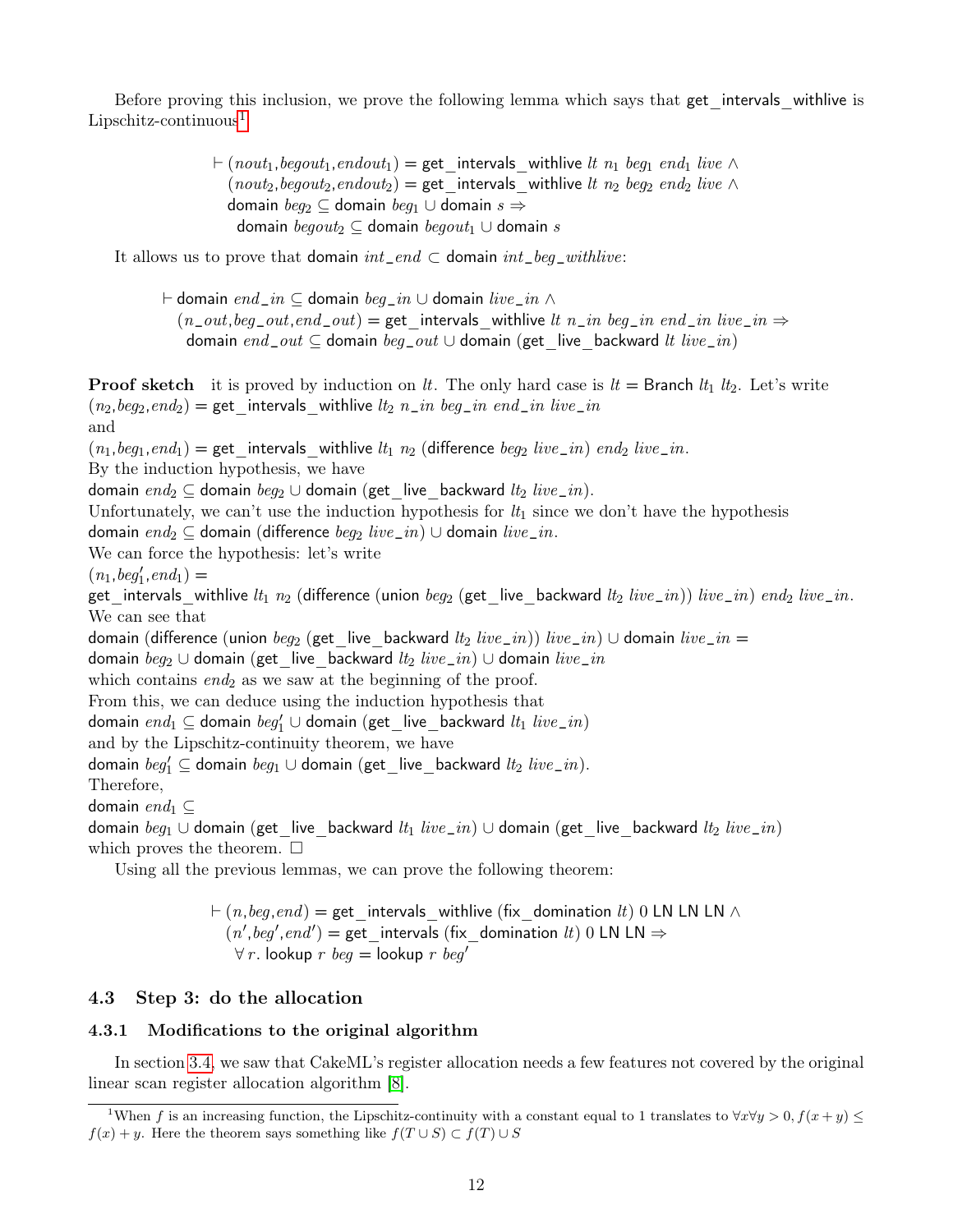Before proving this inclusion, we prove the following lemma which says that get_intervals_withlive is Lipschitz-continuous[1]

$$\begin{aligned}
\vdash\ & (nout_1, begout_1, endout_1) = \mathsf{get\_intervals\_withlive}\ lt\ n_1\ beg_1\ end_1\ live\ \wedge \\
& (nout_2, begout_2, endout_2) = \mathsf{get\_intervals\_withlive}\ lt\ n_2\ beg_2\ end_2\ live\ \wedge \\
& \mathsf{domain}\ beg_2 \subseteq \mathsf{domain}\ beg_1 \cup \mathsf{domain}\ s \Rightarrow \\
& \quad \mathsf{domain}\ begout_2 \subseteq \mathsf{domain}\ begout_1 \cup \mathsf{domain}\ s
\end{aligned}$$

It allows us to prove that domain $int\_end$ $\subset$ domain $int\_beg\_withlive$:

$$\begin{aligned}
\vdash\ & \mathsf{domain}\ end\_in \subseteq \mathsf{domain}\ beg\_in \cup \mathsf{domain}\ live\_in\ \wedge \\
& (n\_out, beg\_out, end\_out) = \mathsf{get\_intervals\_withlive}\ lt\ n\_in\ beg\_in\ end\_in\ live\_in \Rightarrow \\
& \quad \mathsf{domain}\ end\_out \subseteq \mathsf{domain}\ beg\_out \cup \mathsf{domain}\ (\mathsf{get\_live\_backward}\ lt\ live\_in)
\end{aligned}$$

**Proof sketch** it is proved by induction on $lt$. The only hard case is $lt = \mathsf{Branch}\ lt_1\ lt_2$. Let's write
$(n_2, beg_2, end_2) = \mathsf{get\_intervals\_withlive}\ lt_2\ n\_in\ beg\_in\ end\_in\ live\_in$
and
$(n_1, beg_1, end_1) = \mathsf{get\_intervals\_withlive}\ lt_1\ n_2\ (\mathsf{difference}\ beg_2\ live\_in)\ end_2\ live\_in$.
By the induction hypothesis, we have
$\mathsf{domain}\ end_2 \subseteq \mathsf{domain}\ beg_2 \cup \mathsf{domain}\ (\mathsf{get\_live\_backward}\ lt_2\ live\_in)$.
Unfortunately, we can't use the induction hypothesis for $lt_1$ since we don't have the hypothesis
$\mathsf{domain}\ end_2 \subseteq \mathsf{domain}\ (\mathsf{difference}\ beg_2\ live\_in) \cup \mathsf{domain}\ live\_in$.
We can force the hypothesis: let's write
$(n_1, beg_1', end_1) =$
$\mathsf{get\_intervals\_withlive}\ lt_1\ n_2\ (\mathsf{difference}\ (\mathsf{union}\ beg_2\ (\mathsf{get\_live\_backward}\ lt_2\ live\_in))\ live\_in)\ end_2\ live\_in$.
We can see that
$\mathsf{domain}\ (\mathsf{difference}\ (\mathsf{union}\ beg_2\ (\mathsf{get\_live\_backward}\ lt_2\ live\_in))\ live\_in) \cup \mathsf{domain}\ live\_in =$
$\mathsf{domain}\ beg_2 \cup \mathsf{domain}\ (\mathsf{get\_live\_backward}\ lt_2\ live\_in) \cup \mathsf{domain}\ live\_in$
which contains $end_2$ as we saw at the beginning of the proof.
From this, we can deduce using the induction hypothesis that
$\mathsf{domain}\ end_1 \subseteq \mathsf{domain}\ beg_1' \cup \mathsf{domain}\ (\mathsf{get\_live\_backward}\ lt_1\ live\_in)$
and by the Lipschitz-continuity theorem, we have
$\mathsf{domain}\ beg_1' \subseteq \mathsf{domain}\ beg_1 \cup \mathsf{domain}\ (\mathsf{get\_live\_backward}\ lt_2\ live\_in)$.
Therefore,
$\mathsf{domain}\ end_1 \subseteq$
$\mathsf{domain}\ beg_1 \cup \mathsf{domain}\ (\mathsf{get\_live\_backward}\ lt_1\ live\_in) \cup \mathsf{domain}\ (\mathsf{get\_live\_backward}\ lt_2\ live\_in)$
which proves the theorem. $\square$

Using all the previous lemmas, we can prove the following theorem:

$$\begin{aligned}
\vdash\ & (n, beg, end) = \mathsf{get\_intervals\_withlive}\ (\mathsf{fix\_domination}\ lt)\ 0\ \mathsf{LN}\ \mathsf{LN}\ \mathsf{LN}\ \wedge \\
& (n', beg', end') = \mathsf{get\_intervals}\ (\mathsf{fix\_domination}\ lt)\ 0\ \mathsf{LN}\ \mathsf{LN} \Rightarrow \\
& \quad \forall r.\ \mathsf{lookup}\ r\ beg = \mathsf{lookup}\ r\ beg'
\end{aligned}$$

## 4.3 Step 3: do the allocation

### 4.3.1 Modifications to the original algorithm

In section 3.4, we saw that CakeML's register allocation needs a few features not covered by the original linear scan register allocation algorithm [8].

[1] When $f$ is an increasing function, the Lipschitz-continuity with a constant equal to 1 translates to $\forall x \forall y > 0, f(x+y) \leq f(x) + y$. Here the theorem says something like $f(T \cup S) \subset f(T) \cup S$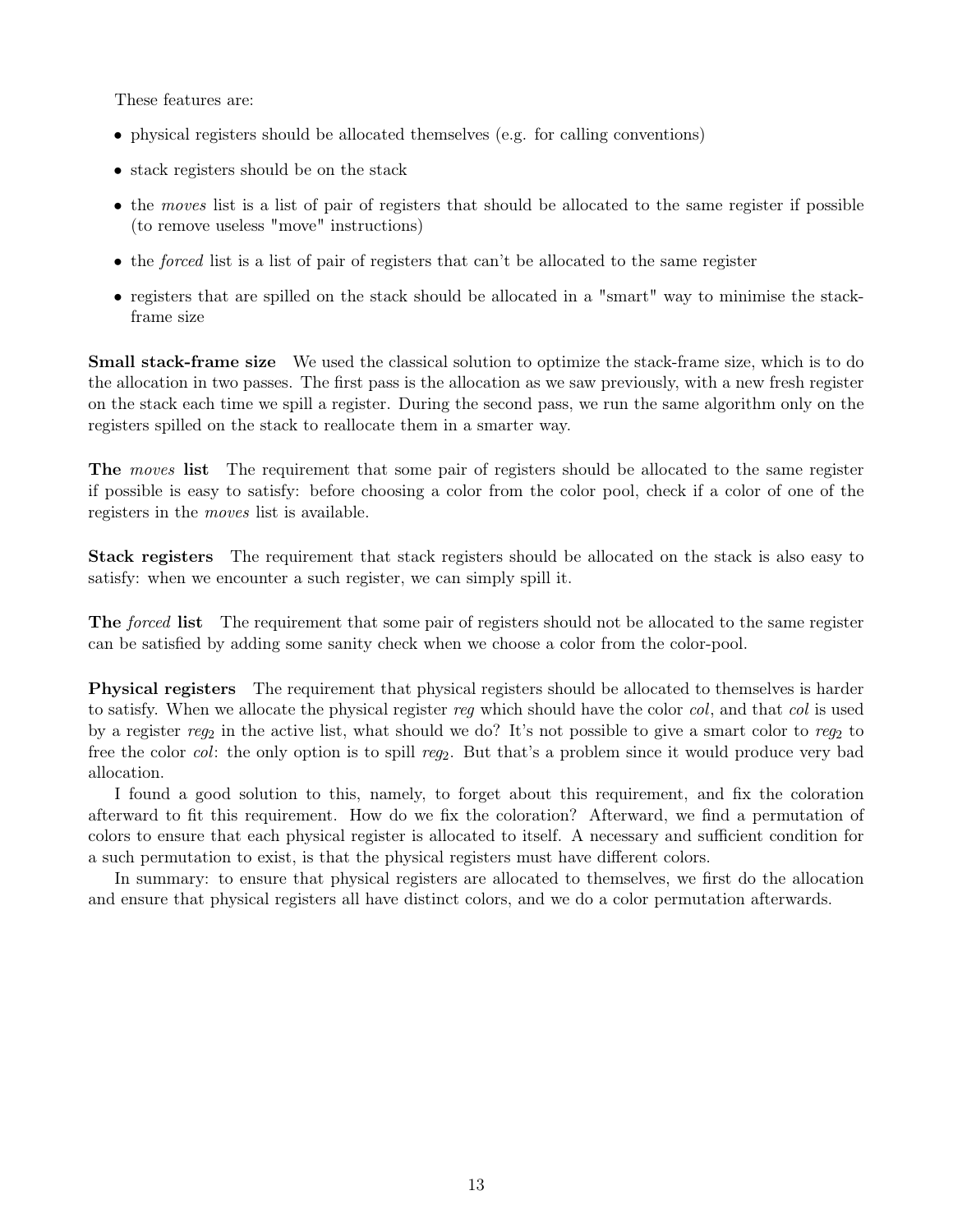These features are:

- physical registers should be allocated themselves (e.g. for calling conventions)
- stack registers should be on the stack
- the *moves* list is a list of pair of registers that should be allocated to the same register if possible (to remove useless "move" instructions)
- the *forced* list is a list of pair of registers that can't be allocated to the same register
- registers that are spilled on the stack should be allocated in a "smart" way to minimise the stack-frame size

**Small stack-frame size** We used the classical solution to optimize the stack-frame size, which is to do the allocation in two passes. The first pass is the allocation as we saw previously, with a new fresh register on the stack each time we spill a register. During the second pass, we run the same algorithm only on the registers spilled on the stack to reallocate them in a smarter way.

**The *moves* list** The requirement that some pair of registers should be allocated to the same register if possible is easy to satisfy: before choosing a color from the color pool, check if a color of one of the registers in the *moves* list is available.

**Stack registers** The requirement that stack registers should be allocated on the stack is also easy to satisfy: when we encounter a such register, we can simply spill it.

**The *forced* list** The requirement that some pair of registers should not be allocated to the same register can be satisfied by adding some sanity check when we choose a color from the color-pool.

**Physical registers** The requirement that physical registers should be allocated to themselves is harder to satisfy. When we allocate the physical register *reg* which should have the color *col*, and that *col* is used by a register $reg_2$ in the active list, what should we do? It's not possible to give a smart color to $reg_2$ to free the color *col*: the only option is to spill $reg_2$. But that's a problem since it would produce very bad allocation.

I found a good solution to this, namely, to forget about this requirement, and fix the coloration afterward to fit this requirement. How do we fix the coloration? Afterward, we find a permutation of colors to ensure that each physical register is allocated to itself. A necessary and sufficient condition for a such permutation to exist, is that the physical registers must have different colors.

In summary: to ensure that physical registers are allocated to themselves, we first do the allocation and ensure that physical registers all have distinct colors, and we do a color permutation afterwards.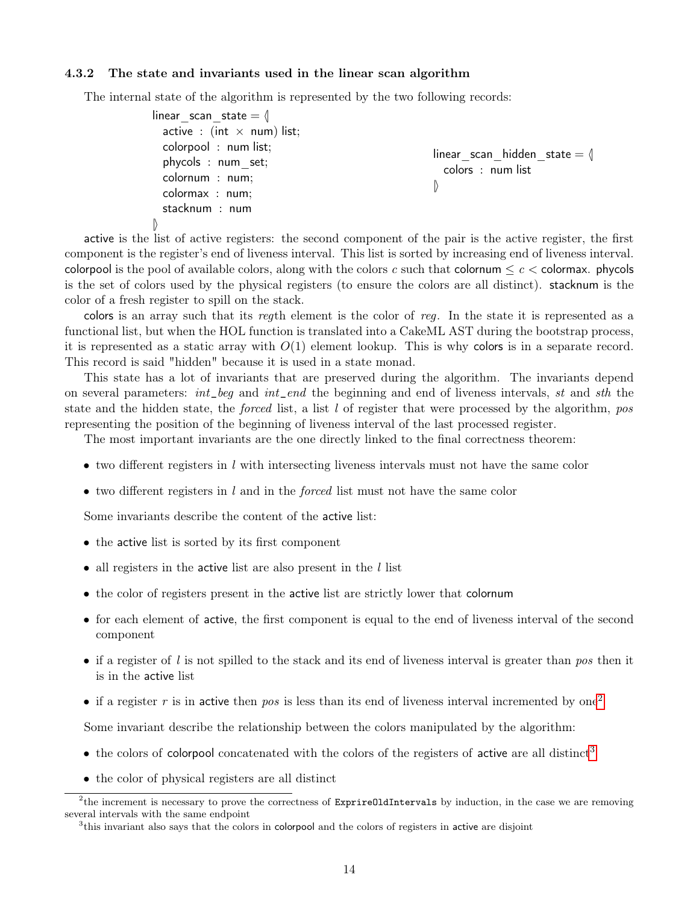### 4.3.2 The state and invariants used in the linear scan algorithm

The internal state of the algorithm is represented by the two following records:

```
linear_scan_state = ⟨|
  active : (int × num) list;
  colorpool : num list;
  phycols : num_set;
  colornum : num;
  colormax : num;
  stacknum : num
|⟩
```

```
linear_scan_hidden_state = ⟨|
  colors : num list
|⟩
```

active is the list of active registers: the second component of the pair is the active register, the first component is the register's end of liveness interval. This list is sorted by increasing end of liveness interval. colorpool is the pool of available colors, along with the colors $c$ such that colornum $\leq c <$ colormax. phycols is the set of colors used by the physical registers (to ensure the colors are all distinct). stacknum is the color of a fresh register to spill on the stack.

colors is an array such that its *reg*th element is the color of *reg*. In the state it is represented as a functional list, but when the HOL function is translated into a CakeML AST during the bootstrap process, it is represented as a static array with $O(1)$ element lookup. This is why colors is in a separate record. This record is said "hidden" because it is used in a state monad.

This state has a lot of invariants that are preserved during the algorithm. The invariants depend on several parameters: *int_beg* and *int_end* the beginning and end of liveness intervals, *st* and *sth* the state and the hidden state, the *forced* list, a list $l$ of register that were processed by the algorithm, *pos* representing the position of the beginning of liveness interval of the last processed register.

The most important invariants are the one directly linked to the final correctness theorem:

- two different registers in $l$ with intersecting liveness intervals must not have the same color
- two different registers in $l$ and in the *forced* list must not have the same color

Some invariants describe the content of the active list:

- the active list is sorted by its first component
- all registers in the active list are also present in the $l$ list
- the color of registers present in the active list are strictly lower that colornum
- for each element of active, the first component is equal to the end of liveness interval of the second component
- if a register of $l$ is not spilled to the stack and its end of liveness interval is greater than *pos* then it is in the active list
- if a register $r$ is in active then *pos* is less than its end of liveness interval incremented by one[2]

Some invariant describe the relationship between the colors manipulated by the algorithm:

- the colors of colorpool concatenated with the colors of the registers of active are all distinct[3]
- the color of physical registers are all distinct

[2] the increment is necessary to prove the correctness of `ExpireOldIntervals` by induction, in the case we are removing several intervals with the same endpoint

[3] this invariant also says that the colors in colorpool and the colors of registers in active are disjoint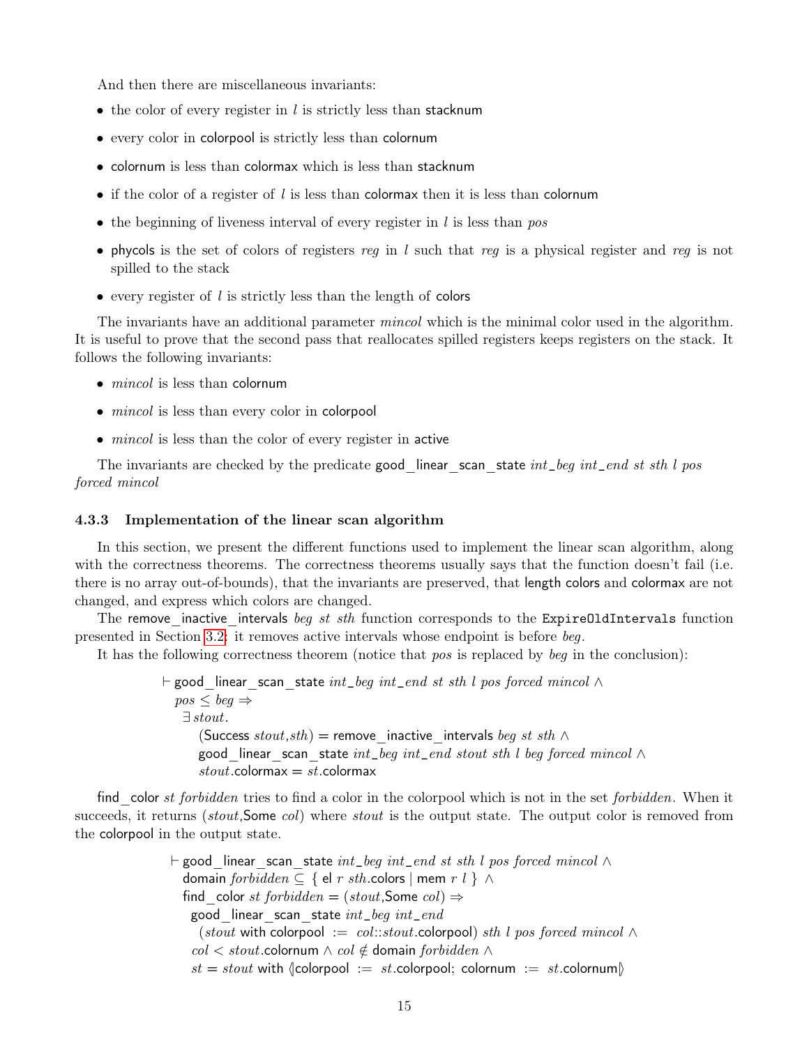And then there are miscellaneous invariants:

- the color of every register in $l$ is strictly less than stacknum
- every color in colorpool is strictly less than colornum
- colornum is less than colormax which is less than stacknum
- if the color of a register of $l$ is less than colormax then it is less than colornum
- the beginning of liveness interval of every register in $l$ is less than $pos$
- phycols is the set of colors of registers $reg$ in $l$ such that $reg$ is a physical register and $reg$ is not spilled to the stack
- every register of $l$ is strictly less than the length of colors

The invariants have an additional parameter $mincol$ which is the minimal color used in the algorithm. It is useful to prove that the second pass that reallocates spilled registers keeps registers on the stack. It follows the following invariants:

- $mincol$ is less than colornum
- $mincol$ is less than every color in colorpool
- $mincol$ is less than the color of every register in active

The invariants are checked by the predicate good_linear_scan_state $int\_beg$ $int\_end$ $st$ $sth$ $l$ $pos$ $forced$ $mincol$

### 4.3.3 Implementation of the linear scan algorithm

In this section, we present the different functions used to implement the linear scan algorithm, along with the correctness theorems. The correctness theorems usually says that the function doesn't fail (i.e. there is no array out-of-bounds), that the invariants are preserved, that length colors and colormax are not changed, and express which colors are changed.

The remove_inactive_intervals $beg$ $st$ $sth$ function corresponds to the `ExpireOldIntervals` function presented in Section 3.2: it removes active intervals whose endpoint is before $beg$.

It has the following correctness theorem (notice that $pos$ is replaced by $beg$ in the conclusion):

$$
\begin{array}{l}
\vdash \mathsf{good\_linear\_scan\_state}\ int\_beg\ int\_end\ st\ sth\ l\ pos\ forced\ mincol\ \wedge \\
\quad pos \leq beg \Rightarrow \\
\quad\ \exists stout. \\
\quad\quad (\mathsf{Success}\ stout, sth) = \mathsf{remove\_inactive\_intervals}\ beg\ st\ sth\ \wedge \\
\quad\quad \mathsf{good\_linear\_scan\_state}\ int\_beg\ int\_end\ stout\ sth\ l\ beg\ forced\ mincol\ \wedge \\
\quad\quad stout.\mathsf{colormax} = st.\mathsf{colormax}
\end{array}
$$

find_color $st$ $forbidden$ tries to find a color in the colorpool which is not in the set $forbidden$. When it succeeds, it returns ($stout$,Some $col$) where $stout$ is the output state. The output color is removed from the colorpool in the output state.

$$
\begin{array}{l}
\vdash \mathsf{good\_linear\_scan\_state}\ int\_beg\ int\_end\ st\ sth\ l\ pos\ forced\ mincol\ \wedge \\
\quad \mathsf{domain}\ forbidden \subseteq \{\ \mathsf{el}\ r\ sth.\mathsf{colors} \mid \mathsf{mem}\ r\ l\ \}\ \wedge \\
\quad \mathsf{find\_color}\ st\ forbidden = (stout, \mathsf{Some}\ col) \Rightarrow \\
\quad\ \mathsf{good\_linear\_scan\_state}\ int\_beg\ int\_end \\
\quad\quad (stout\ \mathsf{with}\ \mathsf{colorpool}\ :=\ col{::}stout.\mathsf{colorpool})\ sth\ l\ pos\ forced\ mincol\ \wedge \\
\quad\ col < stout.\mathsf{colornum} \wedge col \notin \mathsf{domain}\ forbidden\ \wedge \\
\quad\ st = stout\ \mathsf{with}\ \langle\!|\mathsf{colorpool}\ :=\ st.\mathsf{colorpool};\ \mathsf{colornum}\ :=\ st.\mathsf{colornum}|\!\rangle
\end{array}
$$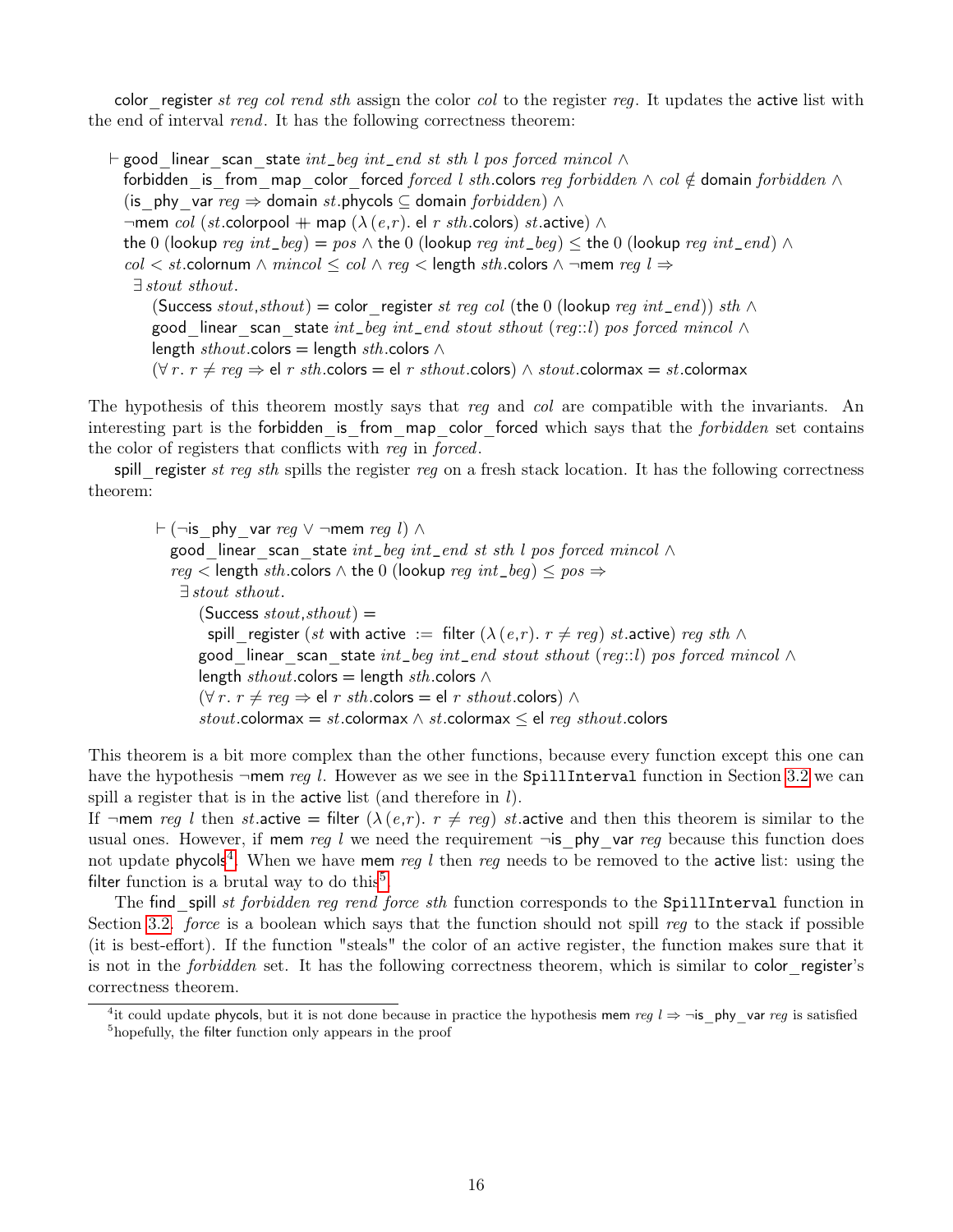color_register *st reg col rend sth* assign the color *col* to the register *reg*. It updates the active list with the end of interval *rend*. It has the following correctness theorem:

$$
\begin{array}{l}
\vdash \mathsf{good\_linear\_scan\_state}\ \mathit{int\_beg}\ \mathit{int\_end}\ \mathit{st}\ \mathit{sth}\ \mathit{l}\ \mathit{pos}\ \mathit{forced}\ \mathit{mincol} \land \\
\quad \mathsf{forbidden\_is\_from\_map\_color\_forced}\ \mathit{forced}\ \mathit{l}\ \mathit{sth}.\mathsf{colors}\ \mathit{reg}\ \mathit{forbidden} \land \mathit{col} \notin \mathsf{domain}\ \mathit{forbidden} \land \\
\quad (\mathsf{is\_phy\_var}\ \mathit{reg} \Rightarrow \mathsf{domain}\ \mathit{st}.\mathsf{phycols} \subseteq \mathsf{domain}\ \mathit{forbidden}) \land \\
\quad \neg\mathsf{mem}\ \mathit{col}\ (\mathit{st}.\mathsf{colorpool} \mathbin{+\!\!+} \mathsf{map}\ (\lambda\,(e,r).\ \mathsf{el}\ r\ \mathit{sth}.\mathsf{colors})\ \mathit{st}.\mathsf{active}) \land \\
\quad \mathsf{the}\ 0\ (\mathsf{lookup}\ \mathit{reg}\ \mathit{int\_beg}) = \mathit{pos} \land \mathsf{the}\ 0\ (\mathsf{lookup}\ \mathit{reg}\ \mathit{int\_beg}) \le \mathsf{the}\ 0\ (\mathsf{lookup}\ \mathit{reg}\ \mathit{int\_end}) \land \\
\quad \mathit{col} < \mathit{st}.\mathsf{colornum} \land \mathit{mincol} \le \mathit{col} \land \mathit{reg} < \mathsf{length}\ \mathit{sth}.\mathsf{colors} \land \neg\mathsf{mem}\ \mathit{reg}\ \mathit{l} \Rightarrow \\
\quad\ \exists\, \mathit{stout}\ \mathit{sthout}. \\
\quad\quad (\mathsf{Success}\ \mathit{stout}, \mathit{sthout}) = \mathsf{color\_register}\ \mathit{st}\ \mathit{reg}\ \mathit{col}\ (\mathsf{the}\ 0\ (\mathsf{lookup}\ \mathit{reg}\ \mathit{int\_end}))\ \mathit{sth} \land \\
\quad\quad \mathsf{good\_linear\_scan\_state}\ \mathit{int\_beg}\ \mathit{int\_end}\ \mathit{stout}\ \mathit{sthout}\ (\mathit{reg}{::}\mathit{l})\ \mathit{pos}\ \mathit{forced}\ \mathit{mincol} \land \\
\quad\quad \mathsf{length}\ \mathit{sthout}.\mathsf{colors} = \mathsf{length}\ \mathit{sth}.\mathsf{colors} \land \\
\quad\quad (\forall\, r.\ r \neq \mathit{reg} \Rightarrow \mathsf{el}\ r\ \mathit{sth}.\mathsf{colors} = \mathsf{el}\ r\ \mathit{sthout}.\mathsf{colors}) \land \mathit{stout}.\mathsf{colormax} = \mathit{st}.\mathsf{colormax}
\end{array}
$$

The hypothesis of this theorem mostly says that *reg* and *col* are compatible with the invariants. An interesting part is the forbidden_is_from_map_color_forced which says that the *forbidden* set contains the color of registers that conflicts with *reg* in *forced*.

spill_register *st reg sth* spills the register *reg* on a fresh stack location. It has the following correctness theorem:

$$
\begin{array}{l}
\vdash (\neg\mathsf{is\_phy\_var}\ \mathit{reg} \lor \neg\mathsf{mem}\ \mathit{reg}\ \mathit{l}) \land \\
\quad \mathsf{good\_linear\_scan\_state}\ \mathit{int\_beg}\ \mathit{int\_end}\ \mathit{st}\ \mathit{sth}\ \mathit{l}\ \mathit{pos}\ \mathit{forced}\ \mathit{mincol} \land \\
\quad \mathit{reg} < \mathsf{length}\ \mathit{sth}.\mathsf{colors} \land \mathsf{the}\ 0\ (\mathsf{lookup}\ \mathit{reg}\ \mathit{int\_beg}) \le \mathit{pos} \Rightarrow \\
\quad\ \exists\, \mathit{stout}\ \mathit{sthout}. \\
\quad\quad (\mathsf{Success}\ \mathit{stout}, \mathit{sthout}) = \\
\quad\quad\ \ \mathsf{spill\_register}\ (\mathit{st}\ \mathsf{with}\ \mathsf{active}\ := \ \mathsf{filter}\ (\lambda\,(e,r).\ r \neq \mathit{reg})\ \mathit{st}.\mathsf{active})\ \mathit{reg}\ \mathit{sth} \land \\
\quad\quad \mathsf{good\_linear\_scan\_state}\ \mathit{int\_beg}\ \mathit{int\_end}\ \mathit{stout}\ \mathit{sthout}\ (\mathit{reg}{::}\mathit{l})\ \mathit{pos}\ \mathit{forced}\ \mathit{mincol} \land \\
\quad\quad \mathsf{length}\ \mathit{sthout}.\mathsf{colors} = \mathsf{length}\ \mathit{sth}.\mathsf{colors} \land \\
\quad\quad (\forall\, r.\ r \neq \mathit{reg} \Rightarrow \mathsf{el}\ r\ \mathit{sth}.\mathsf{colors} = \mathsf{el}\ r\ \mathit{sthout}.\mathsf{colors}) \land \\
\quad\quad \mathit{stout}.\mathsf{colormax} = \mathit{st}.\mathsf{colormax} \land \mathit{st}.\mathsf{colormax} \le \mathsf{el}\ \mathit{reg}\ \mathit{sthout}.\mathsf{colors}
\end{array}
$$

This theorem is a bit more complex than the other functions, because every function except this one can have the hypothesis ¬mem *reg l*. However as we see in the `SpillInterval` function in Section 3.2 we can spill a register that is in the active list (and therefore in *l*).

If ¬mem *reg l* then *st*.active = filter $(\lambda\,(e,r).\ r \neq \mathit{reg})$ *st*.active and then this theorem is similar to the usual ones. However, if mem *reg l* we need the requirement ¬is_phy_var *reg* because this function does not update phycols[4]. When we have mem *reg l* then *reg* needs to be removed to the active list: using the filter function is a brutal way to do this[5].

The find_spill *st forbidden reg rend force sth* function corresponds to the `SpillInterval` function in Section 3.2. *force* is a boolean which says that the function should not spill *reg* to the stack if possible (it is best-effort). If the function "steals" the color of an active register, the function makes sure that it is not in the *forbidden* set. It has the following correctness theorem, which is similar to color_register's correctness theorem.

[4] it could update phycols, but it is not done because in practice the hypothesis mem *reg l* ⇒ ¬is_phy_var *reg* is satisfied

[5] hopefully, the filter function only appears in the proof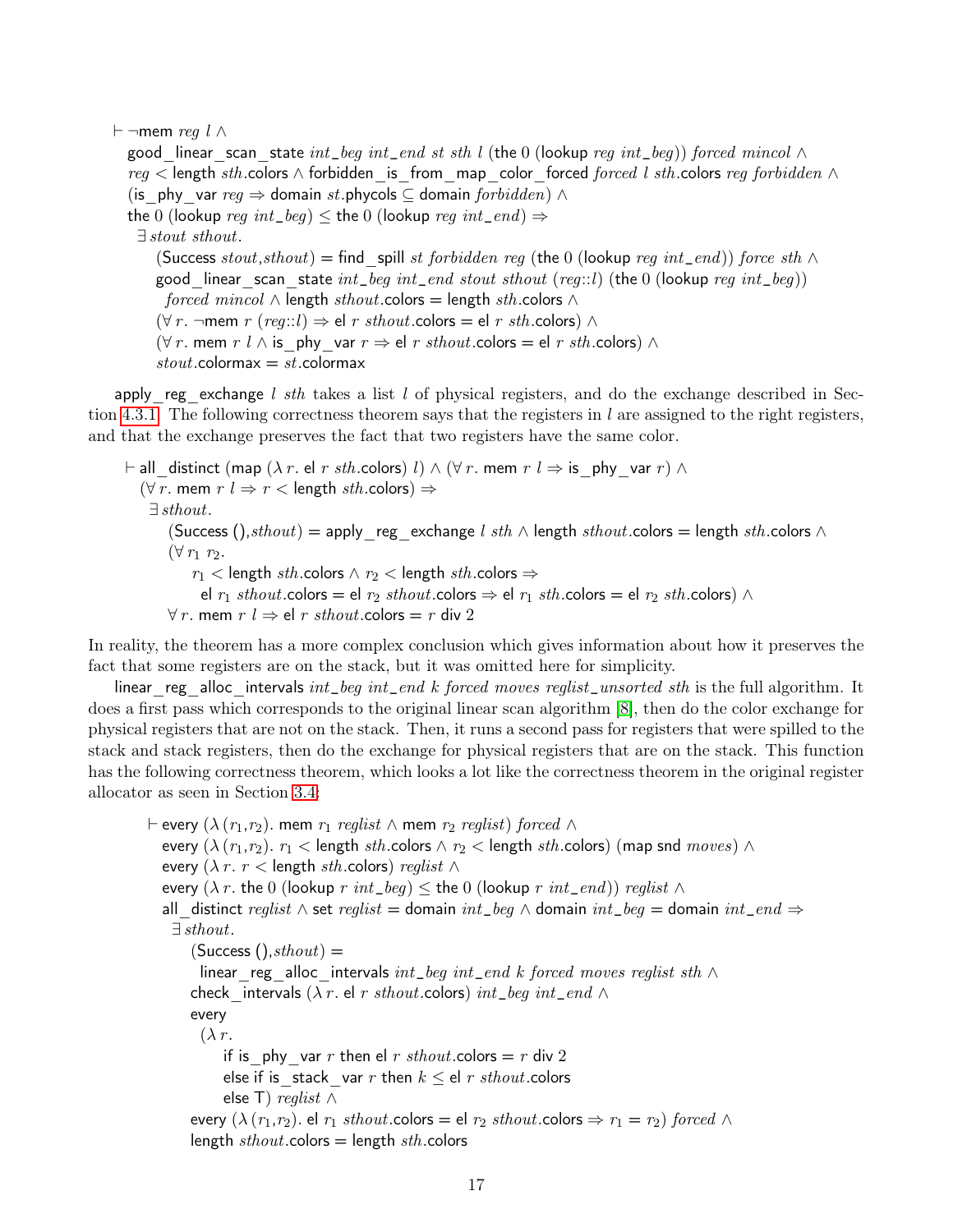$$
\begin{array}{l}
\vdash \neg \mathsf{mem}\ reg\ l\ \wedge \\
\quad \mathsf{good\_linear\_scan\_state}\ int\_beg\ int\_end\ st\ sth\ l\ (\mathsf{the}\ 0\ (\mathsf{lookup}\ reg\ int\_beg))\ forced\ mincol\ \wedge \\
\quad reg < \mathsf{length}\ sth.\mathsf{colors} \wedge \mathsf{forbidden\_is\_from\_map\_color\_forced}\ forced\ l\ sth.\mathsf{colors}\ reg\ forbidden\ \wedge \\
\quad (\mathsf{is\_phy\_var}\ reg \Rightarrow \mathsf{domain}\ st.\mathsf{phycols} \subseteq \mathsf{domain}\ forbidden)\ \wedge \\
\quad \mathsf{the}\ 0\ (\mathsf{lookup}\ reg\ int\_beg) \le \mathsf{the}\ 0\ (\mathsf{lookup}\ reg\ int\_end) \Rightarrow \\
\quad\ \exists\, stout\ sthout. \\
\quad\quad (\mathsf{Success}\ stout, sthout) = \mathsf{find\_spill}\ st\ forbidden\ reg\ (\mathsf{the}\ 0\ (\mathsf{lookup}\ reg\ int\_end))\ force\ sth\ \wedge \\
\quad\quad \mathsf{good\_linear\_scan\_state}\ int\_beg\ int\_end\ stout\ sthout\ (reg{::}l)\ (\mathsf{the}\ 0\ (\mathsf{lookup}\ reg\ int\_beg)) \\
\quad\quad\ forced\ mincol \wedge \mathsf{length}\ sthout.\mathsf{colors} = \mathsf{length}\ sth.\mathsf{colors}\ \wedge \\
\quad\quad (\forall\, r.\ \neg \mathsf{mem}\ r\ (reg{::}l) \Rightarrow \mathsf{el}\ r\ sthout.\mathsf{colors} = \mathsf{el}\ r\ sth.\mathsf{colors})\ \wedge \\
\quad\quad (\forall\, r.\ \mathsf{mem}\ r\ l \wedge \mathsf{is\_phy\_var}\ r \Rightarrow \mathsf{el}\ r\ sthout.\mathsf{colors} = \mathsf{el}\ r\ sth.\mathsf{colors})\ \wedge \\
\quad\quad stout.\mathsf{colormax} = st.\mathsf{colormax}
\end{array}
$$

apply_reg_exchange $l$ $sth$ takes a list $l$ of physical registers, and do the exchange described in Section 4.3.1. The following correctness theorem says that the registers in $l$ are assigned to the right registers, and that the exchange preserves the fact that two registers have the same color.

$$
\begin{array}{l}
\vdash \mathsf{all\_distinct}\ (\mathsf{map}\ (\lambda\, r.\ \mathsf{el}\ r\ sth.\mathsf{colors})\ l) \wedge (\forall\, r.\ \mathsf{mem}\ r\ l \Rightarrow \mathsf{is\_phy\_var}\ r)\ \wedge \\
\quad (\forall\, r.\ \mathsf{mem}\ r\ l \Rightarrow r < \mathsf{length}\ sth.\mathsf{colors}) \Rightarrow \\
\quad\ \exists\, sthout. \\
\quad\quad (\mathsf{Success}\ (), sthout) = \mathsf{apply\_reg\_exchange}\ l\ sth \wedge \mathsf{length}\ sthout.\mathsf{colors} = \mathsf{length}\ sth.\mathsf{colors}\ \wedge \\
\quad\quad (\forall\, r_1\ r_2. \\
\quad\quad\quad r_1 < \mathsf{length}\ sth.\mathsf{colors} \wedge r_2 < \mathsf{length}\ sth.\mathsf{colors} \Rightarrow \\
\quad\quad\quad\ \mathsf{el}\ r_1\ sthout.\mathsf{colors} = \mathsf{el}\ r_2\ sthout.\mathsf{colors} \Rightarrow \mathsf{el}\ r_1\ sth.\mathsf{colors} = \mathsf{el}\ r_2\ sth.\mathsf{colors})\ \wedge \\
\quad\quad \forall\, r.\ \mathsf{mem}\ r\ l \Rightarrow \mathsf{el}\ r\ sthout.\mathsf{colors} = r\ \mathsf{div}\ 2
\end{array}
$$

In reality, the theorem has a more complex conclusion which gives information about how it preserves the fact that some registers are on the stack, but it was omitted here for simplicity.

linear_reg_alloc_intervals $int\_beg$ $int\_end$ $k$ $forced$ $moves$ $reglist\_unsorted$ $sth$ is the full algorithm. It does a first pass which corresponds to the original linear scan algorithm [8], then do the color exchange for physical registers that are not on the stack. Then, it runs a second pass for registers that were spilled to the stack and stack registers, then do the exchange for physical registers that are on the stack. This function has the following correctness theorem, which looks a lot like the correctness theorem in the original register allocator as seen in Section 3.4:

$$
\begin{array}{l}
\vdash \mathsf{every}\ (\lambda\, (r_1,r_2).\ \mathsf{mem}\ r_1\ reglist \wedge \mathsf{mem}\ r_2\ reglist)\ forced\ \wedge \\
\quad \mathsf{every}\ (\lambda\, (r_1,r_2).\ r_1 < \mathsf{length}\ sth.\mathsf{colors} \wedge r_2 < \mathsf{length}\ sth.\mathsf{colors})\ (\mathsf{map}\ \mathsf{snd}\ moves)\ \wedge \\
\quad \mathsf{every}\ (\lambda\, r.\ r < \mathsf{length}\ sth.\mathsf{colors})\ reglist\ \wedge \\
\quad \mathsf{every}\ (\lambda\, r.\ \mathsf{the}\ 0\ (\mathsf{lookup}\ r\ int\_beg) \le \mathsf{the}\ 0\ (\mathsf{lookup}\ r\ int\_end))\ reglist\ \wedge \\
\quad \mathsf{all\_distinct}\ reglist \wedge \mathsf{set}\ reglist = \mathsf{domain}\ int\_beg \wedge \mathsf{domain}\ int\_beg = \mathsf{domain}\ int\_end \Rightarrow \\
\quad\ \exists\, sthout. \\
\quad\quad (\mathsf{Success}\ (), sthout) = \\
\quad\quad\quad \mathsf{linear\_reg\_alloc\_intervals}\ int\_beg\ int\_end\ k\ forced\ moves\ reglist\ sth\ \wedge \\
\quad\quad \mathsf{check\_intervals}\ (\lambda\, r.\ \mathsf{el}\ r\ sthout.\mathsf{colors})\ int\_beg\ int\_end\ \wedge \\
\quad\quad \mathsf{every} \\
\quad\quad\quad (\lambda\, r. \\
\quad\quad\quad\quad \mathsf{if}\ \mathsf{is\_phy\_var}\ r\ \mathsf{then}\ \mathsf{el}\ r\ sthout.\mathsf{colors} = r\ \mathsf{div}\ 2 \\
\quad\quad\quad\quad \mathsf{else\ if}\ \mathsf{is\_stack\_var}\ r\ \mathsf{then}\ k \le \mathsf{el}\ r\ sthout.\mathsf{colors} \\
\quad\quad\quad\quad \mathsf{else}\ \mathsf{T})\ reglist\ \wedge \\
\quad\quad \mathsf{every}\ (\lambda\, (r_1,r_2).\ \mathsf{el}\ r_1\ sthout.\mathsf{colors} = \mathsf{el}\ r_2\ sthout.\mathsf{colors} \Rightarrow r_1 = r_2)\ forced\ \wedge \\
\quad\quad \mathsf{length}\ sthout.\mathsf{colors} = \mathsf{length}\ sth.\mathsf{colors}
\end{array}
$$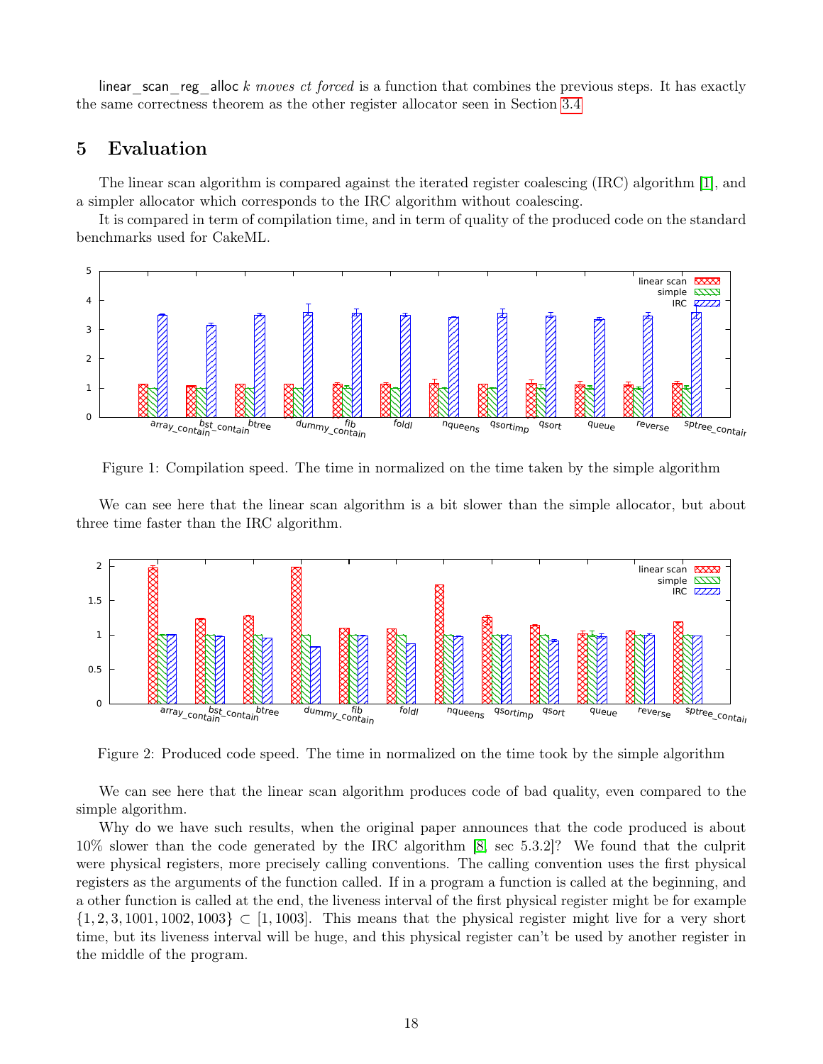linear_scan_reg_alloc *k moves ct forced* is a function that combines the previous steps. It has exactly the same correctness theorem as the other register allocator seen in Section 3.4

# 5 Evaluation

The linear scan algorithm is compared against the iterated register coalescing (IRC) algorithm [1], and a simpler allocator which corresponds to the IRC algorithm without coalescing.

It is compared in term of compilation time, and in term of quality of the produced code on the standard benchmarks used for CakeML.

Figure 1: Compilation speed. The time in normalized on the time taken by the simple algorithm

We can see here that the linear scan algorithm is a bit slower than the simple allocator, but about three time faster than the IRC algorithm.

Figure 2: Produced code speed. The time in normalized on the time took by the simple algorithm

We can see here that the linear scan algorithm produces code of bad quality, even compared to the simple algorithm.

Why do we have such results, when the original paper announces that the code produced is about 10% slower than the code generated by the IRC algorithm [8, sec 5.3.2]? We found that the culprit were physical registers, more precisely calling conventions. The calling convention uses the first physical registers as the arguments of the function called. If in a program a function is called at the beginning, and a other function is called at the end, the liveness interval of the first physical register might be for example $\{1, 2, 3, 1001, 1002, 1003\} \subset [1, 1003]$. This means that the physical register might live for a very short time, but its liveness interval will be huge, and this physical register can't be used by another register in the middle of the program.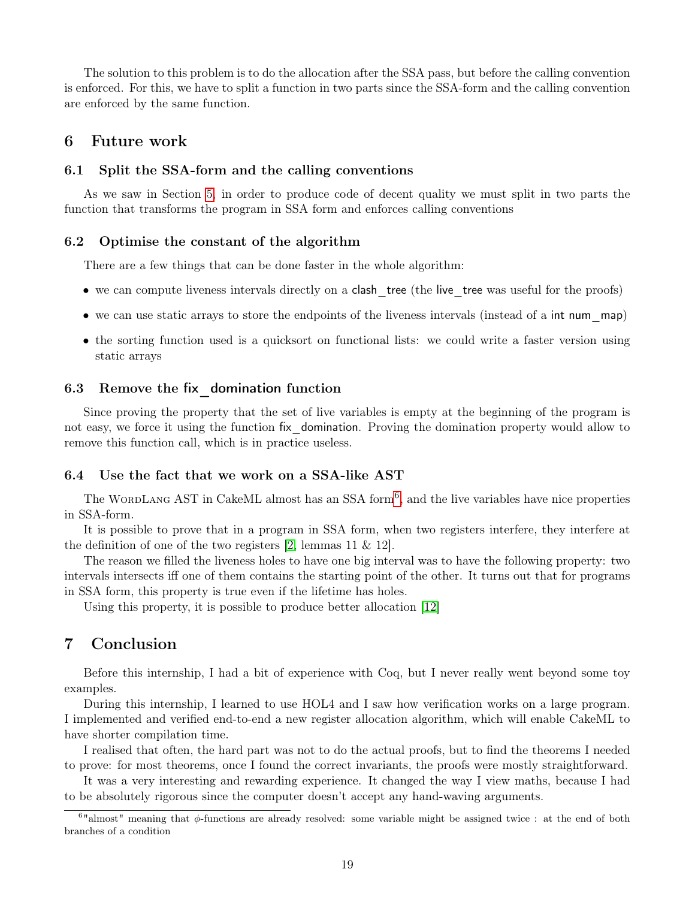The solution to this problem is to do the allocation after the SSA pass, but before the calling convention is enforced. For this, we have to split a function in two parts since the SSA-form and the calling convention are enforced by the same function.

# 6 Future work

## 6.1 Split the SSA-form and the calling conventions

As we saw in Section 5, in order to produce code of decent quality we must split in two parts the function that transforms the program in SSA form and enforces calling conventions

## 6.2 Optimise the constant of the algorithm

There are a few things that can be done faster in the whole algorithm:

- we can compute liveness intervals directly on a `clash_tree` (the `live_tree` was useful for the proofs)
- we can use static arrays to store the endpoints of the liveness intervals (instead of a `int num_map`)
- the sorting function used is a quicksort on functional lists: we could write a faster version using static arrays

## 6.3 Remove the fix_domination function

Since proving the property that the set of live variables is empty at the beginning of the program is not easy, we force it using the function `fix_domination`. Proving the domination property would allow to remove this function call, which is in practice useless.

## 6.4 Use the fact that we work on a SSA-like AST

The WordLang AST in CakeML almost has an SSA form[6], and the live variables have nice properties in SSA-form.

It is possible to prove that in a program in SSA form, when two registers interfere, they interfere at the definition of one of the two registers [2, lemmas 11 & 12].

The reason we filled the liveness holes to have one big interval was to have the following property: two intervals intersects iff one of them contains the starting point of the other. It turns out that for programs in SSA form, this property is true even if the lifetime has holes.

Using this property, it is possible to produce better allocation [12]

# 7 Conclusion

Before this internship, I had a bit of experience with Coq, but I never really went beyond some toy examples.

During this internship, I learned to use HOL4 and I saw how verification works on a large program. I implemented and verified end-to-end a new register allocation algorithm, which will enable CakeML to have shorter compilation time.

I realised that often, the hard part was not to do the actual proofs, but to find the theorems I needed to prove: for most theorems, once I found the correct invariants, the proofs were mostly straightforward.

It was a very interesting and rewarding experience. It changed the way I view maths, because I had to be absolutely rigorous since the computer doesn't accept any hand-waving arguments.

[6] "almost" meaning that $\phi$-functions are already resolved: some variable might be assigned twice : at the end of both branches of a condition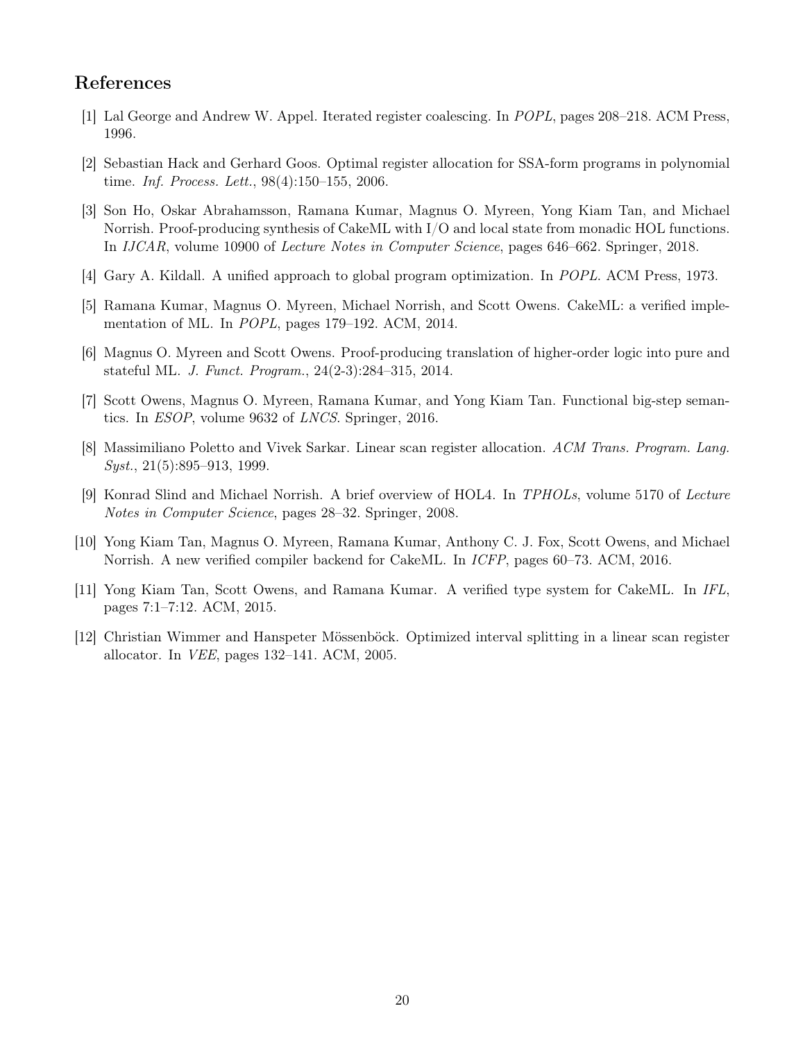## References

[1] Lal George and Andrew W. Appel. Iterated register coalescing. In *POPL*, pages 208–218. ACM Press, 1996.

[2] Sebastian Hack and Gerhard Goos. Optimal register allocation for SSA-form programs in polynomial time. *Inf. Process. Lett.*, 98(4):150–155, 2006.

[3] Son Ho, Oskar Abrahamsson, Ramana Kumar, Magnus O. Myreen, Yong Kiam Tan, and Michael Norrish. Proof-producing synthesis of CakeML with I/O and local state from monadic HOL functions. In *IJCAR*, volume 10900 of *Lecture Notes in Computer Science*, pages 646–662. Springer, 2018.

[4] Gary A. Kildall. A unified approach to global program optimization. In *POPL*. ACM Press, 1973.

[5] Ramana Kumar, Magnus O. Myreen, Michael Norrish, and Scott Owens. CakeML: a verified implementation of ML. In *POPL*, pages 179–192. ACM, 2014.

[6] Magnus O. Myreen and Scott Owens. Proof-producing translation of higher-order logic into pure and stateful ML. *J. Funct. Program.*, 24(2-3):284–315, 2014.

[7] Scott Owens, Magnus O. Myreen, Ramana Kumar, and Yong Kiam Tan. Functional big-step semantics. In *ESOP*, volume 9632 of *LNCS*. Springer, 2016.

[8] Massimiliano Poletto and Vivek Sarkar. Linear scan register allocation. *ACM Trans. Program. Lang. Syst.*, 21(5):895–913, 1999.

[9] Konrad Slind and Michael Norrish. A brief overview of HOL4. In *TPHOLs*, volume 5170 of *Lecture Notes in Computer Science*, pages 28–32. Springer, 2008.

[10] Yong Kiam Tan, Magnus O. Myreen, Ramana Kumar, Anthony C. J. Fox, Scott Owens, and Michael Norrish. A new verified compiler backend for CakeML. In *ICFP*, pages 60–73. ACM, 2016.

[11] Yong Kiam Tan, Scott Owens, and Ramana Kumar. A verified type system for CakeML. In *IFL*, pages 7:1–7:12. ACM, 2015.

[12] Christian Wimmer and Hanspeter Mössenböck. Optimized interval splitting in a linear scan register allocator. In *VEE*, pages 132–141. ACM, 2005.